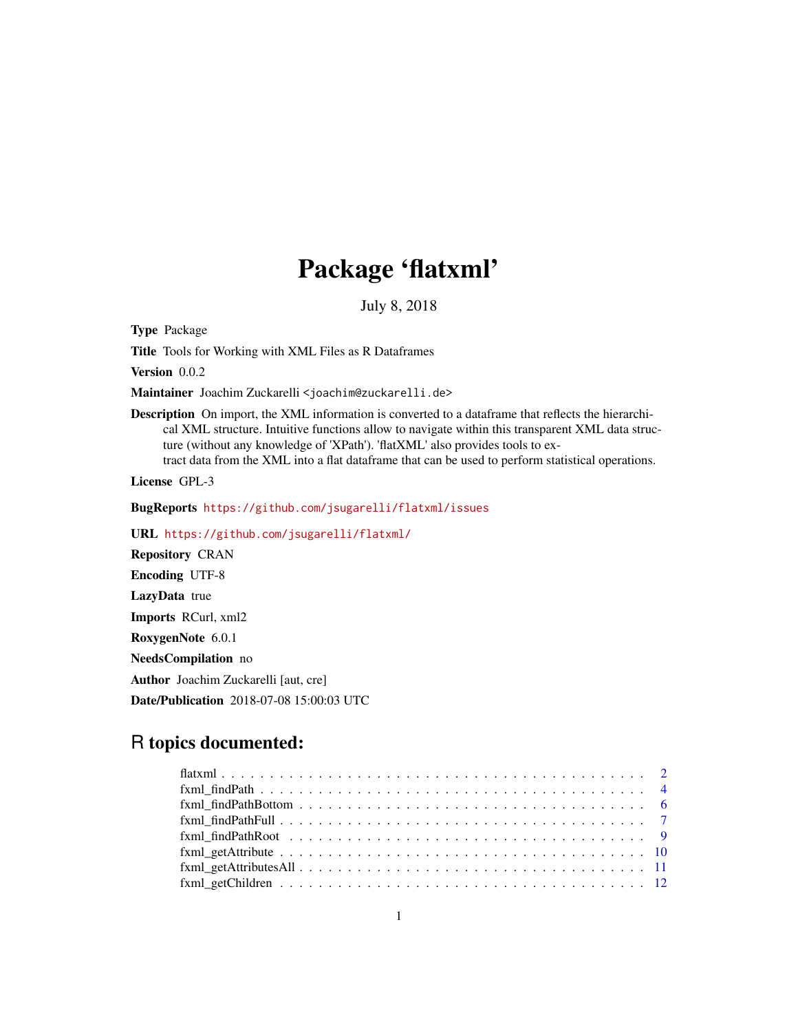# Package 'flatxml'

July 8, 2018

**Type** Package

**Title** Tools for Working with XML Files as R Dataframes

**Version** 0.0.2

**Maintainer** Joachim Zuckarelli <joachim@zuckarelli.de>

**Description** On import, the XML information is converted to a dataframe that reflects the hierarchical XML structure. Intuitive functions allow to navigate within this transparent XML data structure (without any knowledge of 'XPath'). 'flatXML' also provides tools to extract data from the XML into a flat dataframe that can be used to perform statistical operations.

**License** GPL-3

**BugReports** https://github.com/jsugarelli/flatxml/issues

**URL** https://github.com/jsugarelli/flatxml/

**Repository** CRAN

**Encoding** UTF-8

**LazyData** true

**Imports** RCurl, xml2

**RoxygenNote** 6.0.1

**NeedsCompilation** no

**Author** Joachim Zuckarelli [aut, cre]

**Date/Publication** 2018-07-08 15:00:03 UTC

## R topics documented:

flatxml . . . . . . . . . . . . . . . . . . . . . . . . . . . . . . . . . . . . . . . . . . 2
fxml_findPath . . . . . . . . . . . . . . . . . . . . . . . . . . . . . . . . . . . . . . . 4
fxml_findPathBottom . . . . . . . . . . . . . . . . . . . . . . . . . . . . . . . . . . . 6
fxml_findPathFull . . . . . . . . . . . . . . . . . . . . . . . . . . . . . . . . . . . . . 7
fxml_findPathRoot . . . . . . . . . . . . . . . . . . . . . . . . . . . . . . . . . . . . . 9
fxml_getAttribute . . . . . . . . . . . . . . . . . . . . . . . . . . . . . . . . . . . . . 10
fxml_getAttributesAll . . . . . . . . . . . . . . . . . . . . . . . . . . . . . . . . . . . 11
fxml_getChildren . . . . . . . . . . . . . . . . . . . . . . . . . . . . . . . . . . . . . 12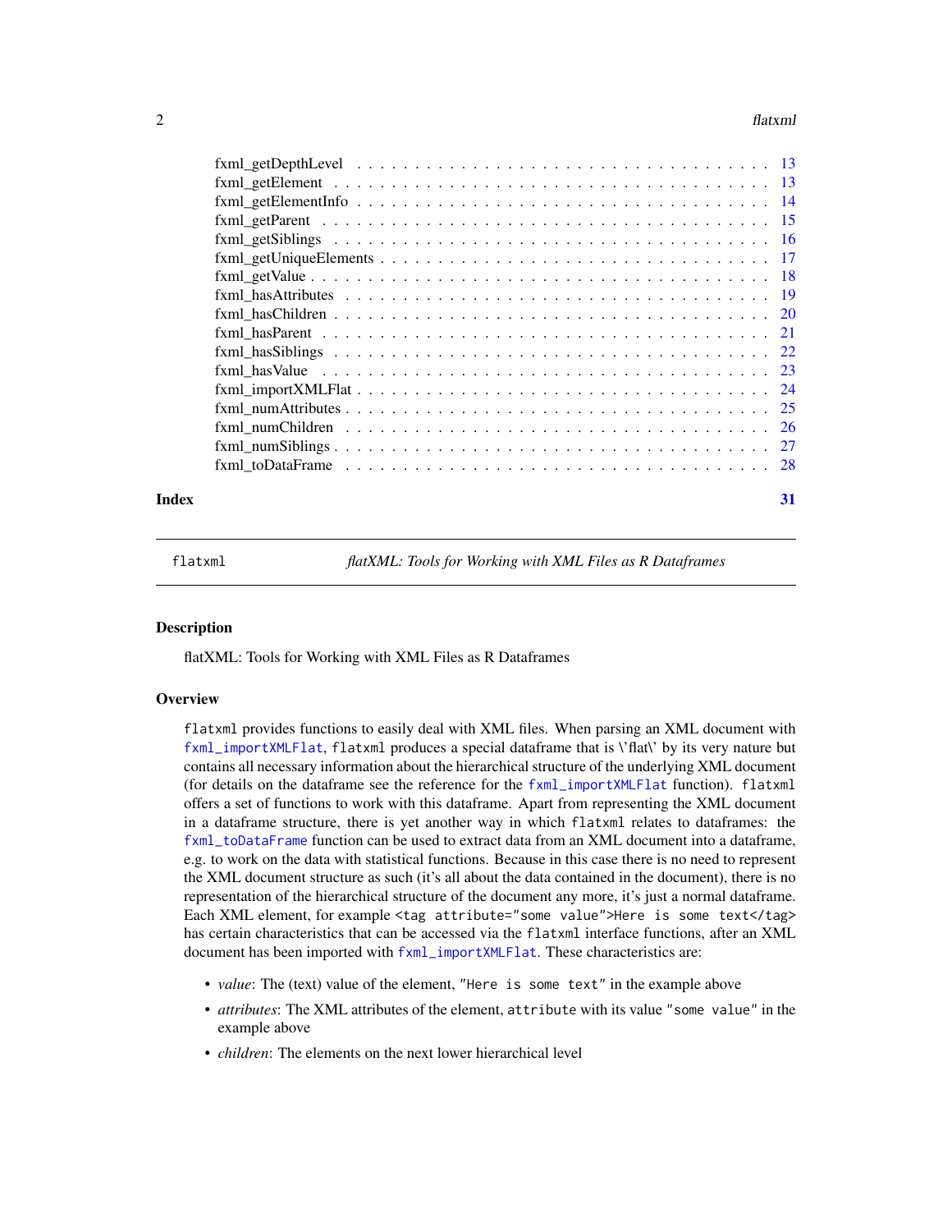fxml_getDepthLevel . . . . . . . . . . . . . . . . . . . . . . . . . . . . . . . . . . 13
fxml_getElement . . . . . . . . . . . . . . . . . . . . . . . . . . . . . . . . . . . 13
fxml_getElementInfo . . . . . . . . . . . . . . . . . . . . . . . . . . . . . . . . . 14
fxml_getParent . . . . . . . . . . . . . . . . . . . . . . . . . . . . . . . . . . . . 15
fxml_getSiblings . . . . . . . . . . . . . . . . . . . . . . . . . . . . . . . . . . . 16
fxml_getUniqueElements . . . . . . . . . . . . . . . . . . . . . . . . . . . . . . . 17
fxml_getValue . . . . . . . . . . . . . . . . . . . . . . . . . . . . . . . . . . . . 18
fxml_hasAttributes . . . . . . . . . . . . . . . . . . . . . . . . . . . . . . . . . . 19
fxml_hasChildren . . . . . . . . . . . . . . . . . . . . . . . . . . . . . . . . . . . 20
fxml_hasParent . . . . . . . . . . . . . . . . . . . . . . . . . . . . . . . . . . . . 21
fxml_hasSiblings . . . . . . . . . . . . . . . . . . . . . . . . . . . . . . . . . . . 22
fxml_hasValue . . . . . . . . . . . . . . . . . . . . . . . . . . . . . . . . . . . . 23
fxml_importXMLFlat . . . . . . . . . . . . . . . . . . . . . . . . . . . . . . . . . 24
fxml_numAttributes . . . . . . . . . . . . . . . . . . . . . . . . . . . . . . . . . . 25
fxml_numChildren . . . . . . . . . . . . . . . . . . . . . . . . . . . . . . . . . . . 26
fxml_numSiblings . . . . . . . . . . . . . . . . . . . . . . . . . . . . . . . . . . . 27
fxml_toDataFrame . . . . . . . . . . . . . . . . . . . . . . . . . . . . . . . . . . . 28

**Index** **31**

---

flatxml *flatXML: Tools for Working with XML Files as R Dataframes*

---

### Description

flatXML: Tools for Working with XML Files as R Dataframes

### Overview

`flatxml` provides functions to easily deal with XML files. When parsing an XML document with `fxml_importXMLFlat`, `flatxml` produces a special dataframe that is \'flat\' by its very nature but contains all necessary information about the hierarchical structure of the underlying XML document (for details on the dataframe see the reference for the `fxml_importXMLFlat` function). `flatxml` offers a set of functions to work with this dataframe. Apart from representing the XML document in a dataframe structure, there is yet another way in which `flatxml` relates to dataframes: the `fxml_toDataFrame` function can be used to extract data from an XML document into a dataframe, e.g. to work on the data with statistical functions. Because in this case there is no need to represent the XML document structure as such (it's all about the data contained in the document), there is no representation of the hierarchical structure of the document any more, it's just a normal dataframe. Each XML element, for example `<tag attribute="some value">Here is some text</tag>` has certain characteristics that can be accessed via the `flatxml` interface functions, after an XML document has been imported with `fxml_importXMLFlat`. These characteristics are:

- *value*: The (text) value of the element, `"Here is some text"` in the example above
- *attributes*: The XML attributes of the element, `attribute` with its value `"some value"` in the example above
- *children*: The elements on the next lower hierarchical level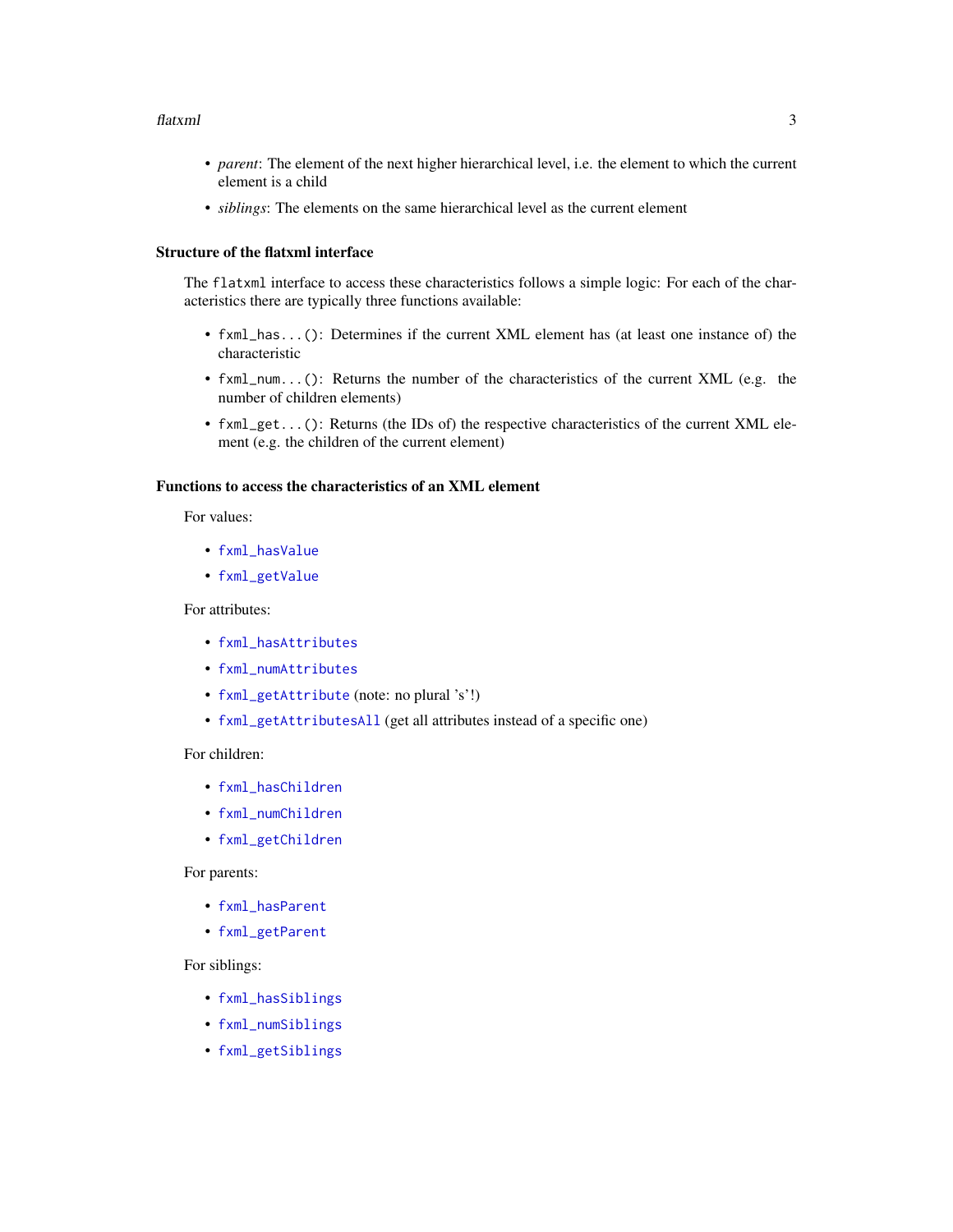- *parent*: The element of the next higher hierarchical level, i.e. the element to which the current element is a child
- *siblings*: The elements on the same hierarchical level as the current element

### Structure of the flatxml interface

The `flatxml` interface to access these characteristics follows a simple logic: For each of the characteristics there are typically three functions available:

- `fxml_has...()`: Determines if the current XML element has (at least one instance of) the characteristic
- `fxml_num...()`: Returns the number of the characteristics of the current XML (e.g. the number of children elements)
- `fxml_get...()`: Returns (the IDs of) the respective characteristics of the current XML element (e.g. the children of the current element)

### Functions to access the characteristics of an XML element

For values:

- `fxml_hasValue`
- `fxml_getValue`

For attributes:

- `fxml_hasAttributes`
- `fxml_numAttributes`
- `fxml_getAttribute` (note: no plural 's'!)
- `fxml_getAttributesAll` (get all attributes instead of a specific one)

For children:

- `fxml_hasChildren`
- `fxml_numChildren`
- `fxml_getChildren`

For parents:

- `fxml_hasParent`
- `fxml_getParent`

For siblings:

- `fxml_hasSiblings`
- `fxml_numSiblings`
- `fxml_getSiblings`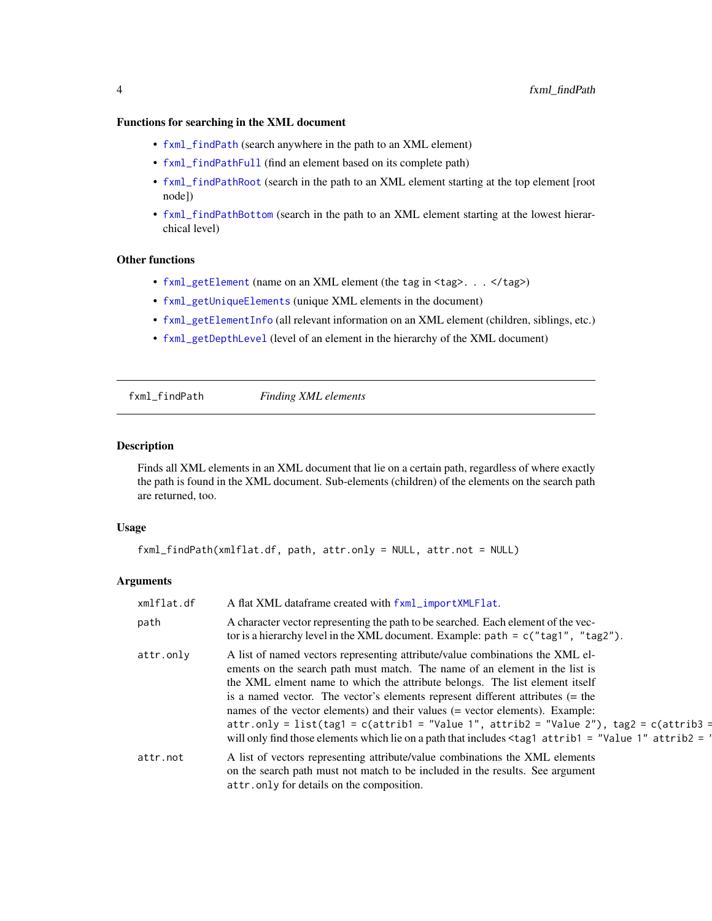### Functions for searching in the XML document

- `fxml_findPath` (search anywhere in the path to an XML element)
- `fxml_findPathFull` (find an element based on its complete path)
- `fxml_findPathRoot` (search in the path to an XML element starting at the top element [root node])
- `fxml_findPathBottom` (search in the path to an XML element starting at the lowest hierarchical level)

### Other functions

- `fxml_getElement` (name on an XML element (the `tag` in `<tag>. . . </tag>`)
- `fxml_getUniqueElements` (unique XML elements in the document)
- `fxml_getElementInfo` (all relevant information on an XML element (children, siblings, etc.)
- `fxml_getDepthLevel` (level of an element in the hierarchy of the XML document)

---

## fxml_findPath — *Finding XML elements*

---

### Description

Finds all XML elements in an XML document that lie on a certain path, regardless of where exactly the path is found in the XML document. Sub-elements (children) of the elements on the search path are returned, too.

### Usage

```
fxml_findPath(xmlflat.df, path, attr.only = NULL, attr.not = NULL)
```

### Arguments

| | |
|---|---|
| `xmlflat.df` | A flat XML dataframe created with `fxml_importXMLFlat`. |
| `path` | A character vector representing the path to be searched. Each element of the vector is a hierarchy level in the XML document. Example: `path = c("tag1", "tag2")`. |
| `attr.only` | A list of named vectors representing attribute/value combinations the XML elements on the search path must match. The name of an element in the list is the XML elment name to which the attribute belongs. The list element itself is a named vector. The vector's elements represent different attributes (= the names of the vector elements) and their values (= vector elements). Example: `attr.only = list(tag1 = c(attrib1 = "Value 1", attrib2 = "Value 2"), tag2 = c(attrib3 =` will only find those elements which lie on a path that includes `<tag1 attrib1 = "Value 1" attrib2 = '` |
| `attr.not` | A list of vectors representing attribute/value combinations the XML elements on the search path must not match to be included in the results. See argument `attr.only` for details on the composition. |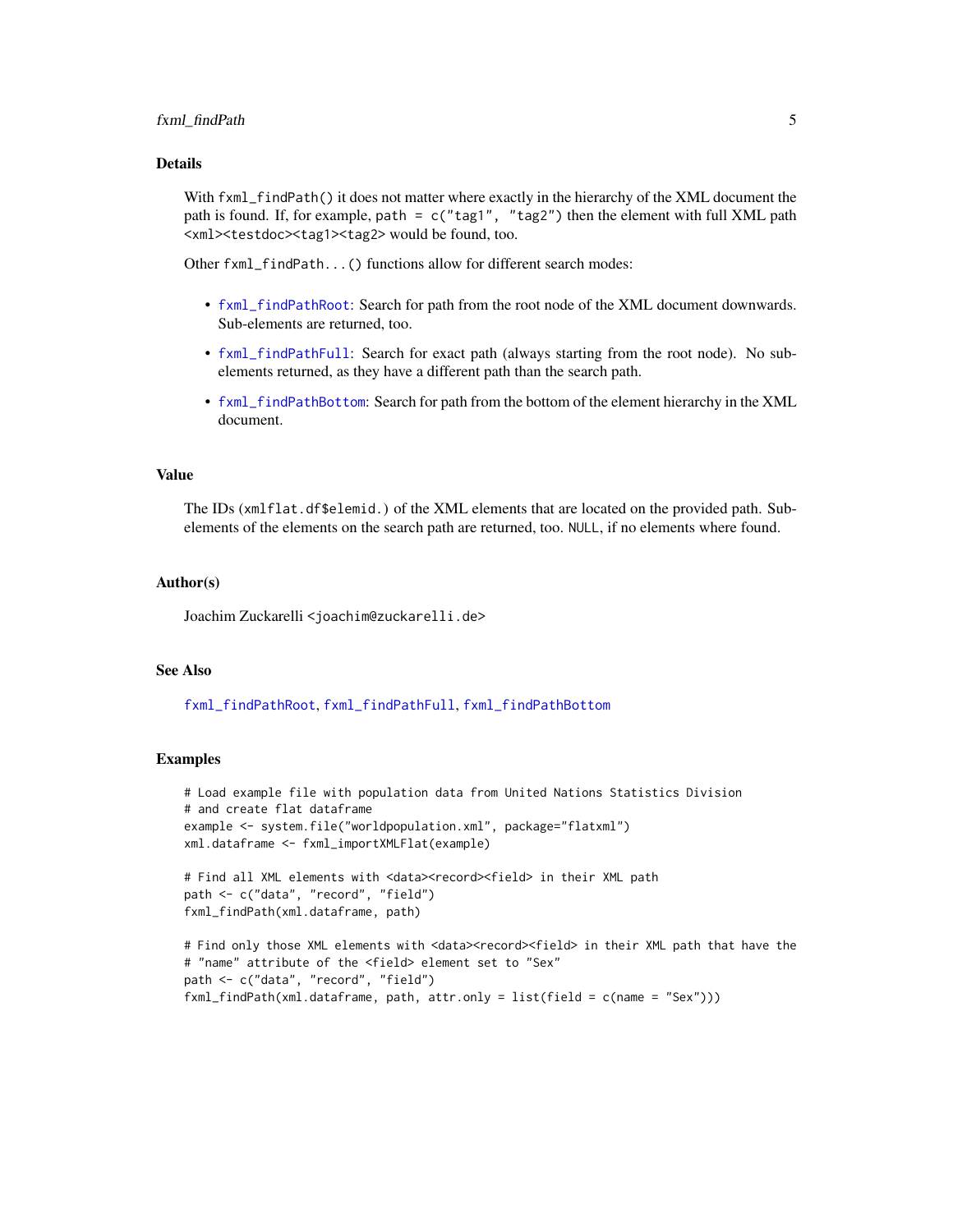## Details

With `fxml_findPath()` it does not matter where exactly in the hierarchy of the XML document the path is found. If, for example, `path = c("tag1", "tag2")` then the element with full XML path `<xml><testdoc><tag1><tag2>` would be found, too.

Other `fxml_findPath...()` functions allow for different search modes:

- `fxml_findPathRoot`: Search for path from the root node of the XML document downwards. Sub-elements are returned, too.
- `fxml_findPathFull`: Search for exact path (always starting from the root node). No sub-elements returned, as they have a different path than the search path.
- `fxml_findPathBottom`: Search for path from the bottom of the element hierarchy in the XML document.

## Value

The IDs (`xmlflat.df$elemid.`) of the XML elements that are located on the provided path. Sub-elements of the elements on the search path are returned, too. `NULL`, if no elements where found.

## Author(s)

Joachim Zuckarelli <joachim@zuckarelli.de>

## See Also

`fxml_findPathRoot`, `fxml_findPathFull`, `fxml_findPathBottom`

## Examples

```
# Load example file with population data from United Nations Statistics Division
# and create flat dataframe
example <- system.file("worldpopulation.xml", package="flatxml")
xml.dataframe <- fxml_importXMLFlat(example)

# Find all XML elements with <data><record><field> in their XML path
path <- c("data", "record", "field")
fxml_findPath(xml.dataframe, path)

# Find only those XML elements with <data><record><field> in their XML path that have the
# "name" attribute of the <field> element set to "Sex"
path <- c("data", "record", "field")
fxml_findPath(xml.dataframe, path, attr.only = list(field = c(name = "Sex")))
```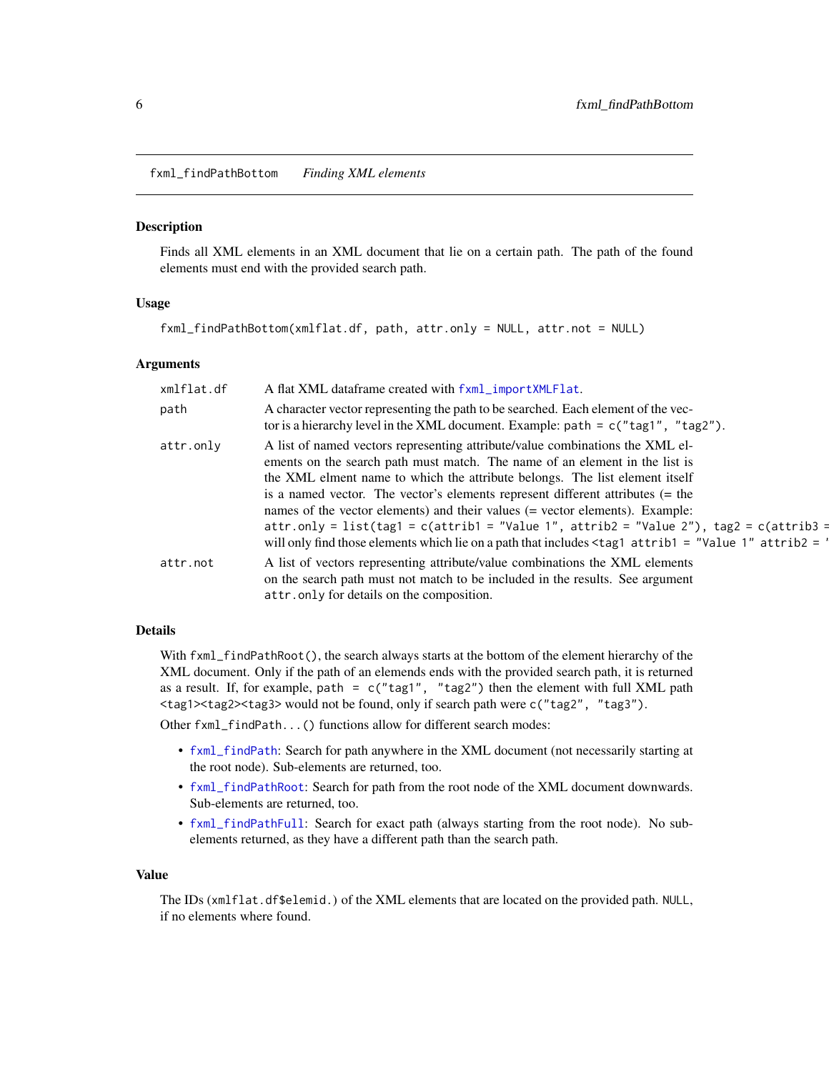## fxml_findPathBottom *Finding XML elements*

### Description

Finds all XML elements in an XML document that lie on a certain path. The path of the found elements must end with the provided search path.

### Usage

```
fxml_findPathBottom(xmlflat.df, path, attr.only = NULL, attr.not = NULL)
```

### Arguments

| | |
|---|---|
| `xmlflat.df` | A flat XML dataframe created with `fxml_importXMLFlat`. |
| `path` | A character vector representing the path to be searched. Each element of the vector is a hierarchy level in the XML document. Example: `path = c("tag1", "tag2")`. |
| `attr.only` | A list of named vectors representing attribute/value combinations the XML elements on the search path must match. The name of an element in the list is the XML elment name to which the attribute belongs. The list element itself is a named vector. The vector's elements represent different attributes (= the names of the vector elements) and their values (= vector elements). Example: `attr.only = list(tag1 = c(attrib1 = "Value 1", attrib2 = "Value 2"), tag2 = c(attrib3 =` will only find those elements which lie on a path that includes `<tag1 attrib1 = "Value 1" attrib2 = '` |
| `attr.not` | A list of vectors representing attribute/value combinations the XML elements on the search path must not match to be included in the results. See argument `attr.only` for details on the composition. |

### Details

With `fxml_findPathRoot()`, the search always starts at the bottom of the element hierarchy of the XML document. Only if the path of an elemends ends with the provided search path, it is returned as a result. If, for example, `path = c("tag1", "tag2")` then the element with full XML path `<tag1><tag2><tag3>` would not be found, only if search path were `c("tag2", "tag3")`.

Other `fxml_findPath...()` functions allow for different search modes:

- `fxml_findPath`: Search for path anywhere in the XML document (not necessarily starting at the root node). Sub-elements are returned, too.
- `fxml_findPathRoot`: Search for path from the root node of the XML document downwards. Sub-elements are returned, too.
- `fxml_findPathFull`: Search for exact path (always starting from the root node). No sub-elements returned, as they have a different path than the search path.

### Value

The IDs (`xmlflat.df$elemid.`) of the XML elements that are located on the provided path. `NULL`, if no elements where found.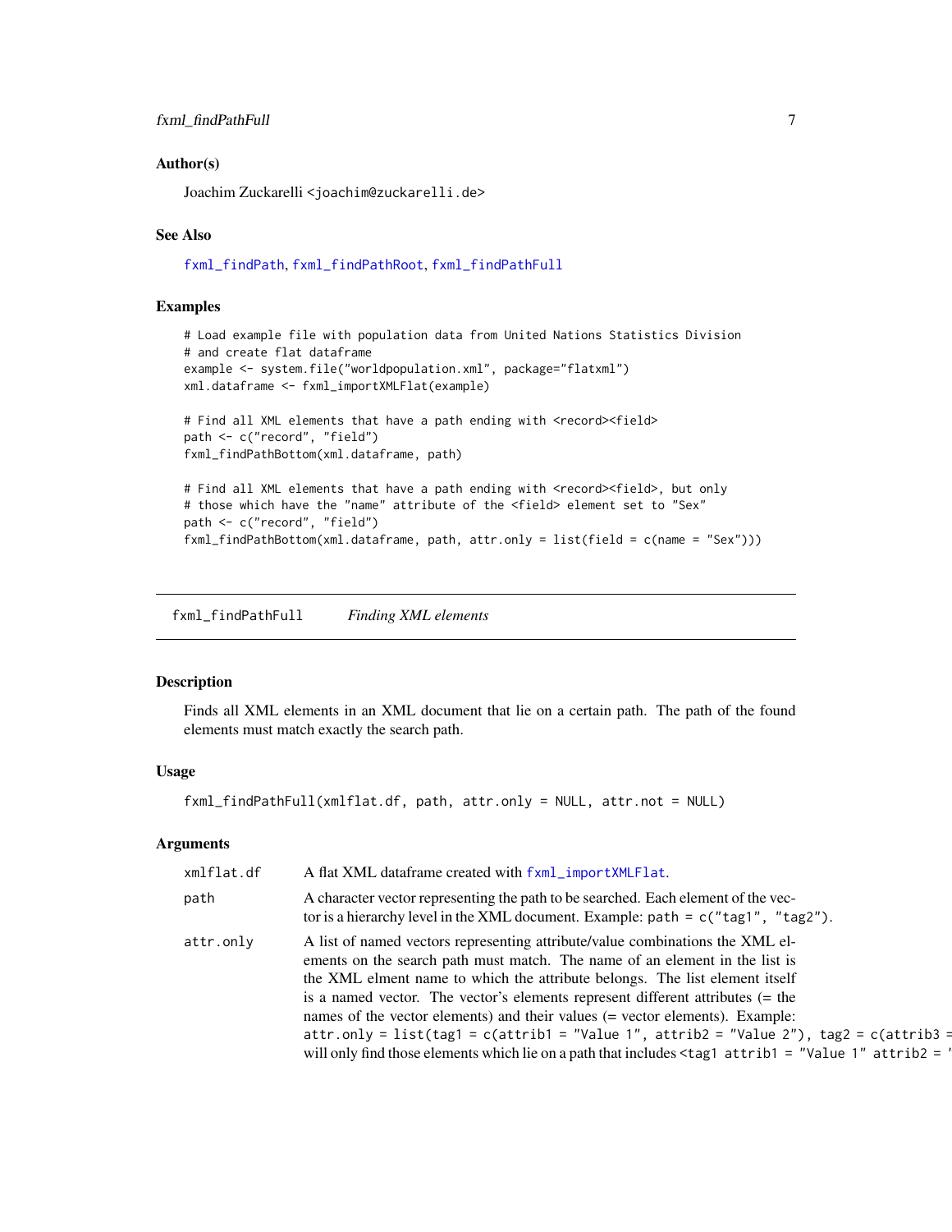### Author(s)

Joachim Zuckarelli <joachim@zuckarelli.de>

### See Also

fxml_findPath, fxml_findPathRoot, fxml_findPathFull

### Examples

```
# Load example file with population data from United Nations Statistics Division
# and create flat dataframe
example <- system.file("worldpopulation.xml", package="flatxml")
xml.dataframe <- fxml_importXMLFlat(example)

# Find all XML elements that have a path ending with <record><field>
path <- c("record", "field")
fxml_findPathBottom(xml.dataframe, path)

# Find all XML elements that have a path ending with <record><field>, but only
# those which have the "name" attribute of the <field> element set to "Sex"
path <- c("record", "field")
fxml_findPathBottom(xml.dataframe, path, attr.only = list(field = c(name = "Sex")))
```

## fxml_findPathFull    *Finding XML elements*

### Description

Finds all XML elements in an XML document that lie on a certain path. The path of the found elements must match exactly the search path.

### Usage

```
fxml_findPathFull(xmlflat.df, path, attr.only = NULL, attr.not = NULL)
```

### Arguments

| | |
|---|---|
| xmlflat.df | A flat XML dataframe created with fxml_importXMLFlat. |
| path | A character vector representing the path to be searched. Each element of the vector is a hierarchy level in the XML document. Example: `path = c("tag1", "tag2")`. |
| attr.only | A list of named vectors representing attribute/value combinations the XML elements on the search path must match. The name of an element in the list is the XML elment name to which the attribute belongs. The list element itself is a named vector. The vector's elements represent different attributes (= the names of the vector elements) and their values (= vector elements). Example: `attr.only = list(tag1 = c(attrib1 = "Value 1", attrib2 = "Value 2"), tag2 = c(attrib3 =` will only find those elements which lie on a path that includes `<tag1 attrib1 = "Value 1" attrib2 = '` |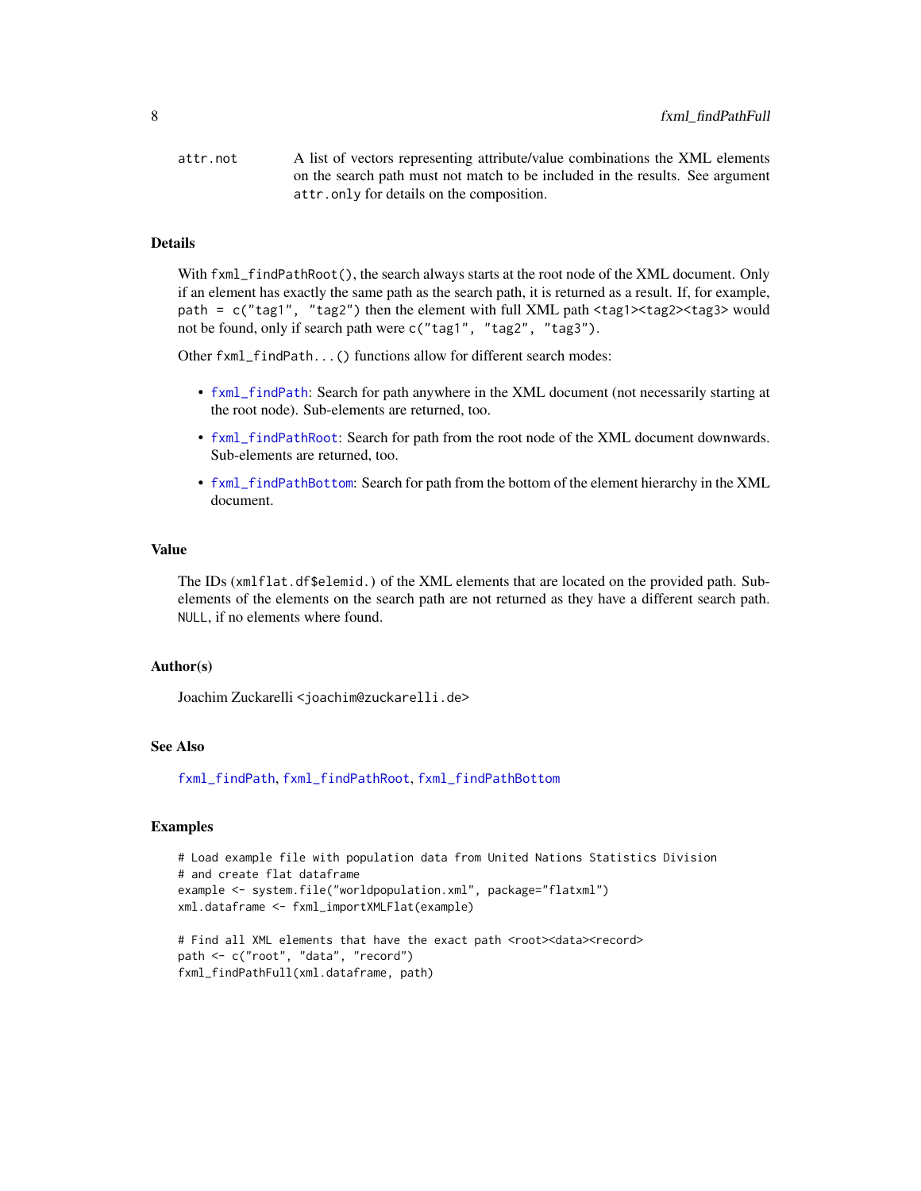`attr.not` A list of vectors representing attribute/value combinations the XML elements on the search path must not match to be included in the results. See argument `attr.only` for details on the composition.

### Details

With `fxml_findPathRoot()`, the search always starts at the root node of the XML document. Only if an element has exactly the same path as the search path, it is returned as a result. If, for example, `path = c("tag1", "tag2")` then the element with full XML path `<tag1><tag2><tag3>` would not be found, only if search path were `c("tag1", "tag2", "tag3")`.

Other `fxml_findPath...()` functions allow for different search modes:

- `fxml_findPath`: Search for path anywhere in the XML document (not necessarily starting at the root node). Sub-elements are returned, too.
- `fxml_findPathRoot`: Search for path from the root node of the XML document downwards. Sub-elements are returned, too.
- `fxml_findPathBottom`: Search for path from the bottom of the element hierarchy in the XML document.

### Value

The IDs (`xmlflat.df$elemid.`) of the XML elements that are located on the provided path. Sub-elements of the elements on the search path are not returned as they have a different search path. `NULL`, if no elements where found.

### Author(s)

Joachim Zuckarelli <joachim@zuckarelli.de>

### See Also

`fxml_findPath`, `fxml_findPathRoot`, `fxml_findPathBottom`

### Examples

```
# Load example file with population data from United Nations Statistics Division
# and create flat dataframe
example <- system.file("worldpopulation.xml", package="flatxml")
xml.dataframe <- fxml_importXMLFlat(example)

# Find all XML elements that have the exact path <root><data><record>
path <- c("root", "data", "record")
fxml_findPathFull(xml.dataframe, path)
```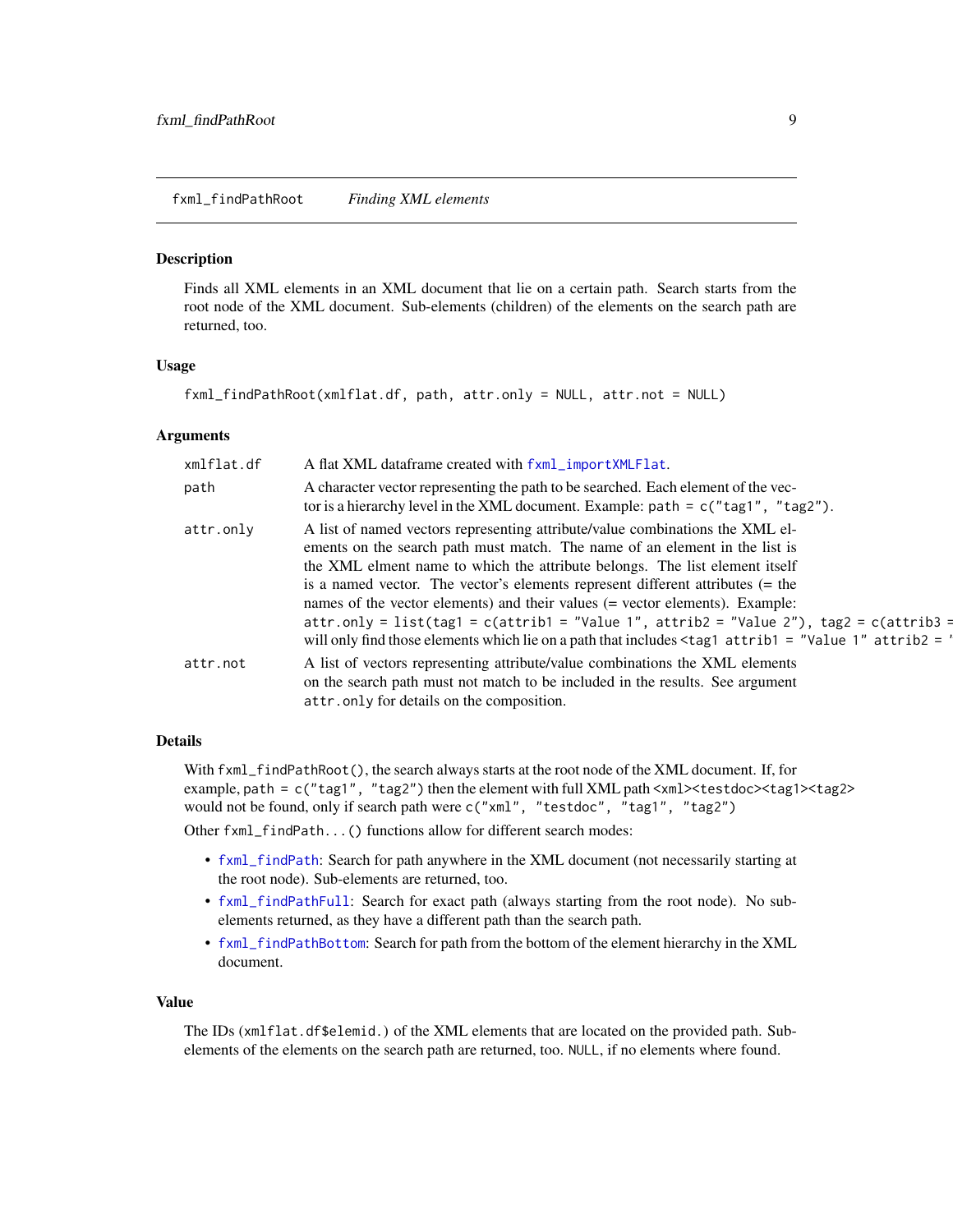# fxml_findPathRoot *Finding XML elements*

## Description

Finds all XML elements in an XML document that lie on a certain path. Search starts from the root node of the XML document. Sub-elements (children) of the elements on the search path are returned, too.

## Usage

```
fxml_findPathRoot(xmlflat.df, path, attr.only = NULL, attr.not = NULL)
```

## Arguments

| | |
|---|---|
| `xmlflat.df` | A flat XML dataframe created with `fxml_importXMLFlat`. |
| `path` | A character vector representing the path to be searched. Each element of the vector is a hierarchy level in the XML document. Example: `path = c("tag1", "tag2")`. |
| `attr.only` | A list of named vectors representing attribute/value combinations the XML elements on the search path must match. The name of an element in the list is the XML elment name to which the attribute belongs. The list element itself is a named vector. The vector's elements represent different attributes (= the names of the vector elements) and their values (= vector elements). Example: `attr.only = list(tag1 = c(attrib1 = "Value 1", attrib2 = "Value 2"), tag2 = c(attrib3 =` will only find those elements which lie on a path that includes `<tag1 attrib1 = "Value 1" attrib2 = '` |
| `attr.not` | A list of vectors representing attribute/value combinations the XML elements on the search path must not match to be included in the results. See argument `attr.only` for details on the composition. |

## Details

With `fxml_findPathRoot()`, the search always starts at the root node of the XML document. If, for example, `path = c("tag1", "tag2")` then the element with full XML path `<xml><testdoc><tag1><tag2>` would not be found, only if search path were `c("xml", "testdoc", "tag1", "tag2")`

Other `fxml_findPath...()` functions allow for different search modes:

- `fxml_findPath`: Search for path anywhere in the XML document (not necessarily starting at the root node). Sub-elements are returned, too.
- `fxml_findPathFull`: Search for exact path (always starting from the root node). No sub-elements returned, as they have a different path than the search path.
- `fxml_findPathBottom`: Search for path from the bottom of the element hierarchy in the XML document.

## Value

The IDs (`xmlflat.df$elemid.`) of the XML elements that are located on the provided path. Sub-elements of the elements on the search path are returned, too. `NULL`, if no elements where found.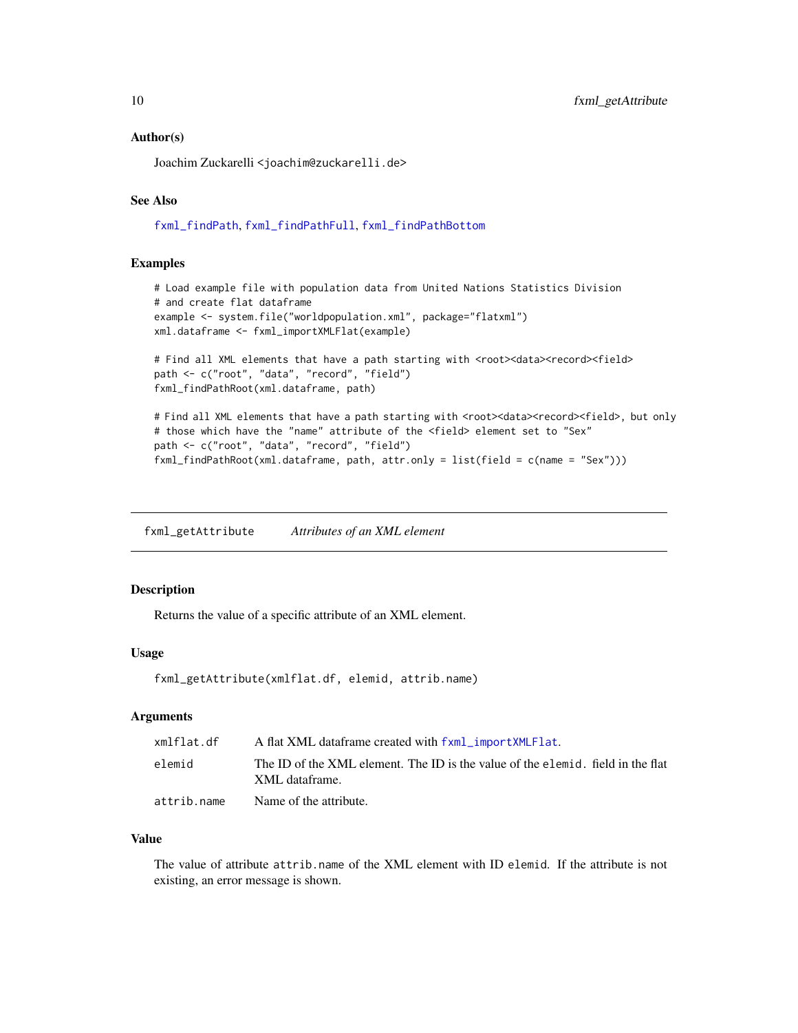### Author(s)

Joachim Zuckarelli <joachim@zuckarelli.de>

### See Also

fxml_findPath, fxml_findPathFull, fxml_findPathBottom

### Examples

```
# Load example file with population data from United Nations Statistics Division
# and create flat dataframe
example <- system.file("worldpopulation.xml", package="flatxml")
xml.dataframe <- fxml_importXMLFlat(example)

# Find all XML elements that have a path starting with <root><data><record><field>
path <- c("root", "data", "record", "field")
fxml_findPathRoot(xml.dataframe, path)

# Find all XML elements that have a path starting with <root><data><record><field>, but only
# those which have the "name" attribute of the <field> element set to "Sex"
path <- c("root", "data", "record", "field")
fxml_findPathRoot(xml.dataframe, path, attr.only = list(field = c(name = "Sex")))
```

---

## fxml_getAttribute        *Attributes of an XML element*

---

### Description

Returns the value of a specific attribute of an XML element.

### Usage

```
fxml_getAttribute(xmlflat.df, elemid, attrib.name)
```

### Arguments

| | |
|---|---|
| xmlflat.df | A flat XML dataframe created with fxml_importXMLFlat. |
| elemid | The ID of the XML element. The ID is the value of the elemid. field in the flat XML dataframe. |
| attrib.name | Name of the attribute. |

### Value

The value of attribute attrib.name of the XML element with ID elemid. If the attribute is not existing, an error message is shown.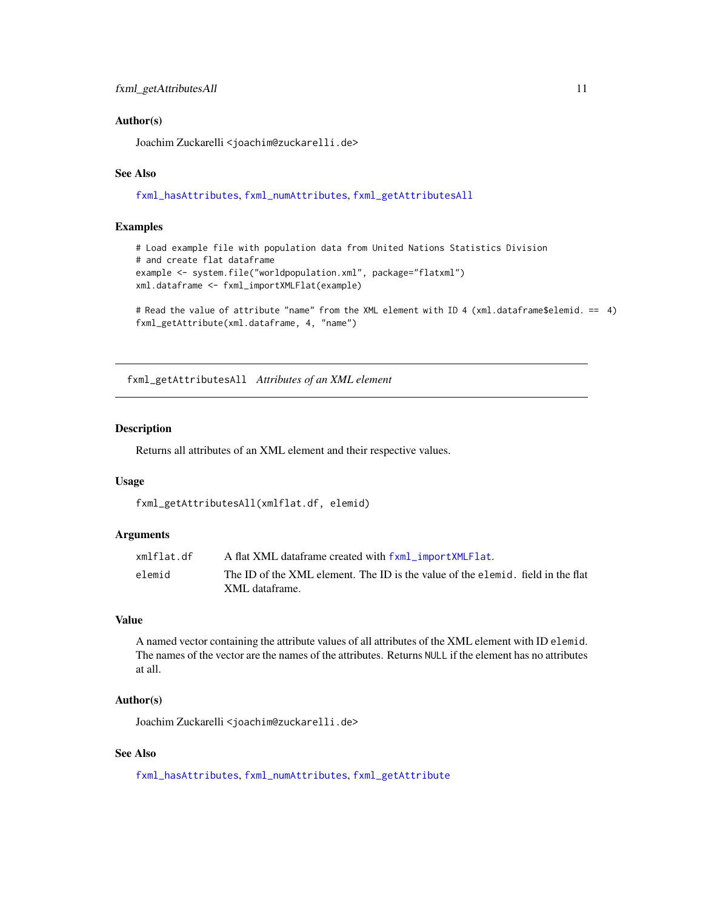### Author(s)

Joachim Zuckarelli <joachim@zuckarelli.de>

### See Also

fxml_hasAttributes, fxml_numAttributes, fxml_getAttributesAll

### Examples

```
# Load example file with population data from United Nations Statistics Division
# and create flat dataframe
example <- system.file("worldpopulation.xml", package="flatxml")
xml.dataframe <- fxml_importXMLFlat(example)

# Read the value of attribute "name" from the XML element with ID 4 (xml.dataframe$elemid. ==  4)
fxml_getAttribute(xml.dataframe, 4, "name")
```

---

## fxml_getAttributesAll *Attributes of an XML element*

---

### Description

Returns all attributes of an XML element and their respective values.

### Usage

```
fxml_getAttributesAll(xmlflat.df, elemid)
```

### Arguments

| | |
|---|---|
| xmlflat.df | A flat XML dataframe created with fxml_importXMLFlat. |
| elemid | The ID of the XML element. The ID is the value of the elemid. field in the flat XML dataframe. |

### Value

A named vector containing the attribute values of all attributes of the XML element with ID elemid. The names of the vector are the names of the attributes. Returns NULL if the element has no attributes at all.

### Author(s)

Joachim Zuckarelli <joachim@zuckarelli.de>

### See Also

fxml_hasAttributes, fxml_numAttributes, fxml_getAttribute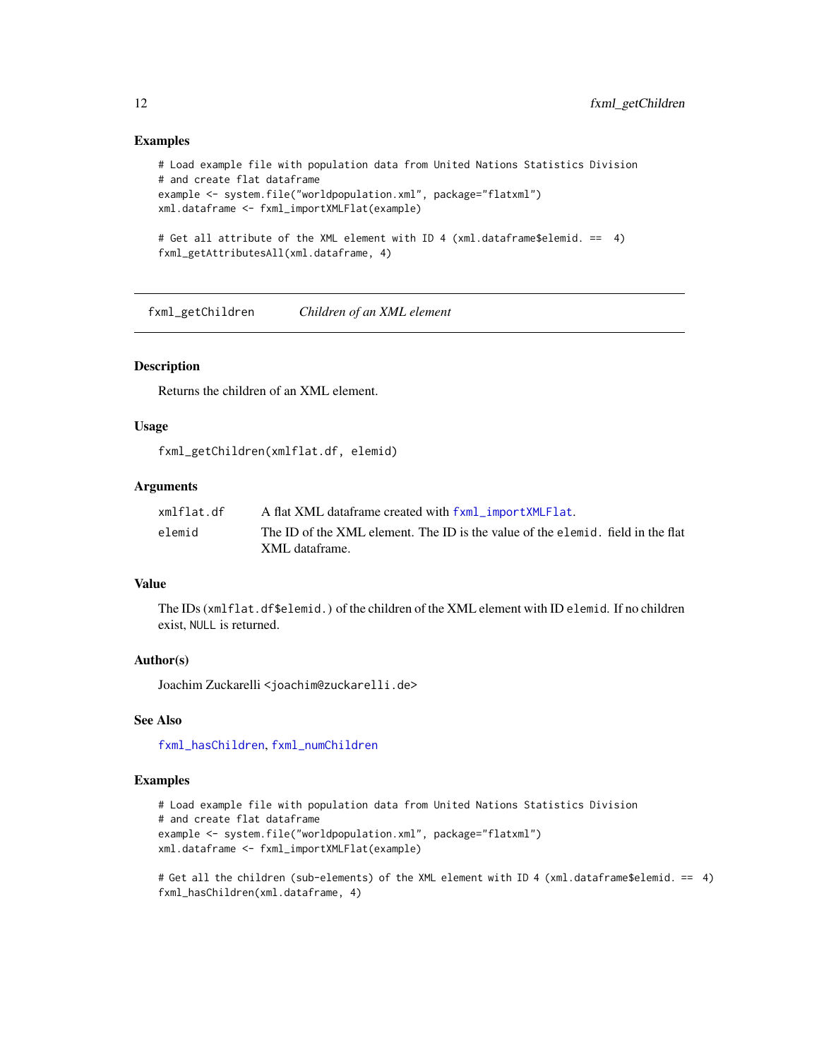### Examples

```
# Load example file with population data from United Nations Statistics Division
# and create flat dataframe
example <- system.file("worldpopulation.xml", package="flatxml")
xml.dataframe <- fxml_importXMLFlat(example)

# Get all attribute of the XML element with ID 4 (xml.dataframe$elemid. ==  4)
fxml_getAttributesAll(xml.dataframe, 4)
```

---

## fxml_getChildren &nbsp;&nbsp;&nbsp;&nbsp; *Children of an XML element*

### Description

Returns the children of an XML element.

### Usage

```
fxml_getChildren(xmlflat.df, elemid)
```

### Arguments

| | |
|---|---|
| `xmlflat.df` | A flat XML dataframe created with `fxml_importXMLFlat`. |
| `elemid` | The ID of the XML element. The ID is the value of the `elemid.` field in the flat XML dataframe. |

### Value

The IDs (`xmlflat.df$elemid.`) of the children of the XML element with ID `elemid`. If no children exist, `NULL` is returned.

### Author(s)

Joachim Zuckarelli <joachim@zuckarelli.de>

### See Also

`fxml_hasChildren`, `fxml_numChildren`

### Examples

```
# Load example file with population data from United Nations Statistics Division
# and create flat dataframe
example <- system.file("worldpopulation.xml", package="flatxml")
xml.dataframe <- fxml_importXMLFlat(example)

# Get all the children (sub-elements) of the XML element with ID 4 (xml.dataframe$elemid. ==  4)
fxml_hasChildren(xml.dataframe, 4)
```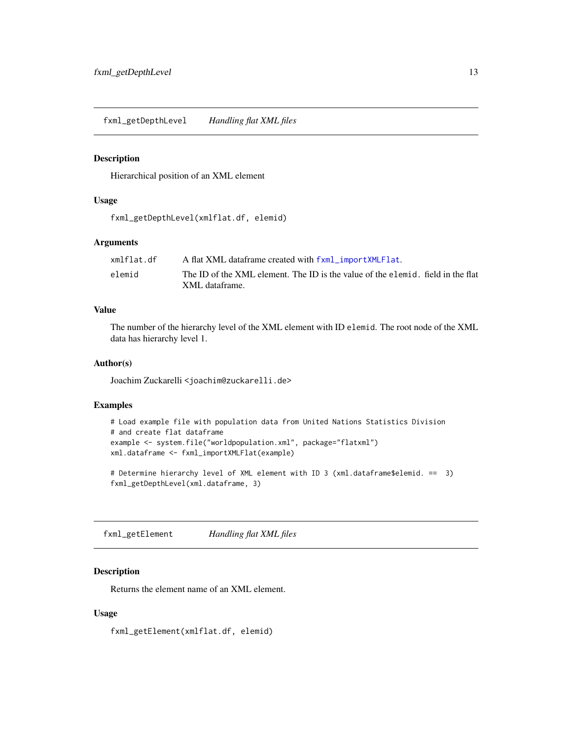## fxml_getDepthLevel *Handling flat XML files*

### Description

Hierarchical position of an XML element

### Usage

```
fxml_getDepthLevel(xmlflat.df, elemid)
```

### Arguments

| | |
|---|---|
| xmlflat.df | A flat XML dataframe created with `fxml_importXMLFlat`. |
| elemid | The ID of the XML element. The ID is the value of the `elemid.` field in the flat XML dataframe. |

### Value

The number of the hierarchy level of the XML element with ID `elemid`. The root node of the XML data has hierarchy level 1.

### Author(s)

Joachim Zuckarelli <joachim@zuckarelli.de>

### Examples

```
# Load example file with population data from United Nations Statistics Division
# and create flat dataframe
example <- system.file("worldpopulation.xml", package="flatxml")
xml.dataframe <- fxml_importXMLFlat(example)

# Determine hierarchy level of XML element with ID 3 (xml.dataframe$elemid. ==  3)
fxml_getDepthLevel(xml.dataframe, 3)
```

## fxml_getElement *Handling flat XML files*

### Description

Returns the element name of an XML element.

### Usage

```
fxml_getElement(xmlflat.df, elemid)
```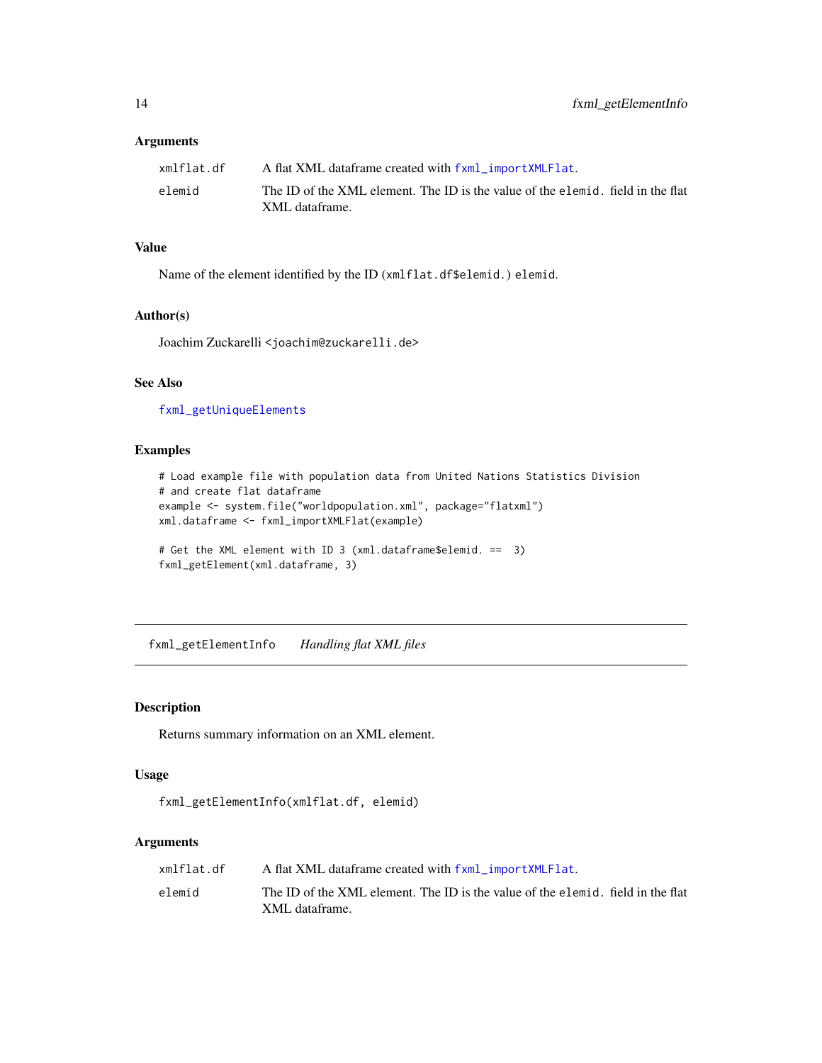### Arguments

| | |
|---|---|
| `xmlflat.df` | A flat XML dataframe created with `fxml_importXMLFlat`. |
| `elemid` | The ID of the XML element. The ID is the value of the `elemid.` field in the flat XML dataframe. |

### Value

Name of the element identified by the ID (`xmlflat.df$elemid.`) `elemid`.

### Author(s)

Joachim Zuckarelli <joachim@zuckarelli.de>

### See Also

`fxml_getUniqueElements`

### Examples

```
# Load example file with population data from United Nations Statistics Division
# and create flat dataframe
example <- system.file("worldpopulation.xml", package="flatxml")
xml.dataframe <- fxml_importXMLFlat(example)

# Get the XML element with ID 3 (xml.dataframe$elemid. ==  3)
fxml_getElement(xml.dataframe, 3)
```

---

## fxml_getElementInfo    *Handling flat XML files*

### Description

Returns summary information on an XML element.

### Usage

```
fxml_getElementInfo(xmlflat.df, elemid)
```

### Arguments

| | |
|---|---|
| `xmlflat.df` | A flat XML dataframe created with `fxml_importXMLFlat`. |
| `elemid` | The ID of the XML element. The ID is the value of the `elemid.` field in the flat XML dataframe. |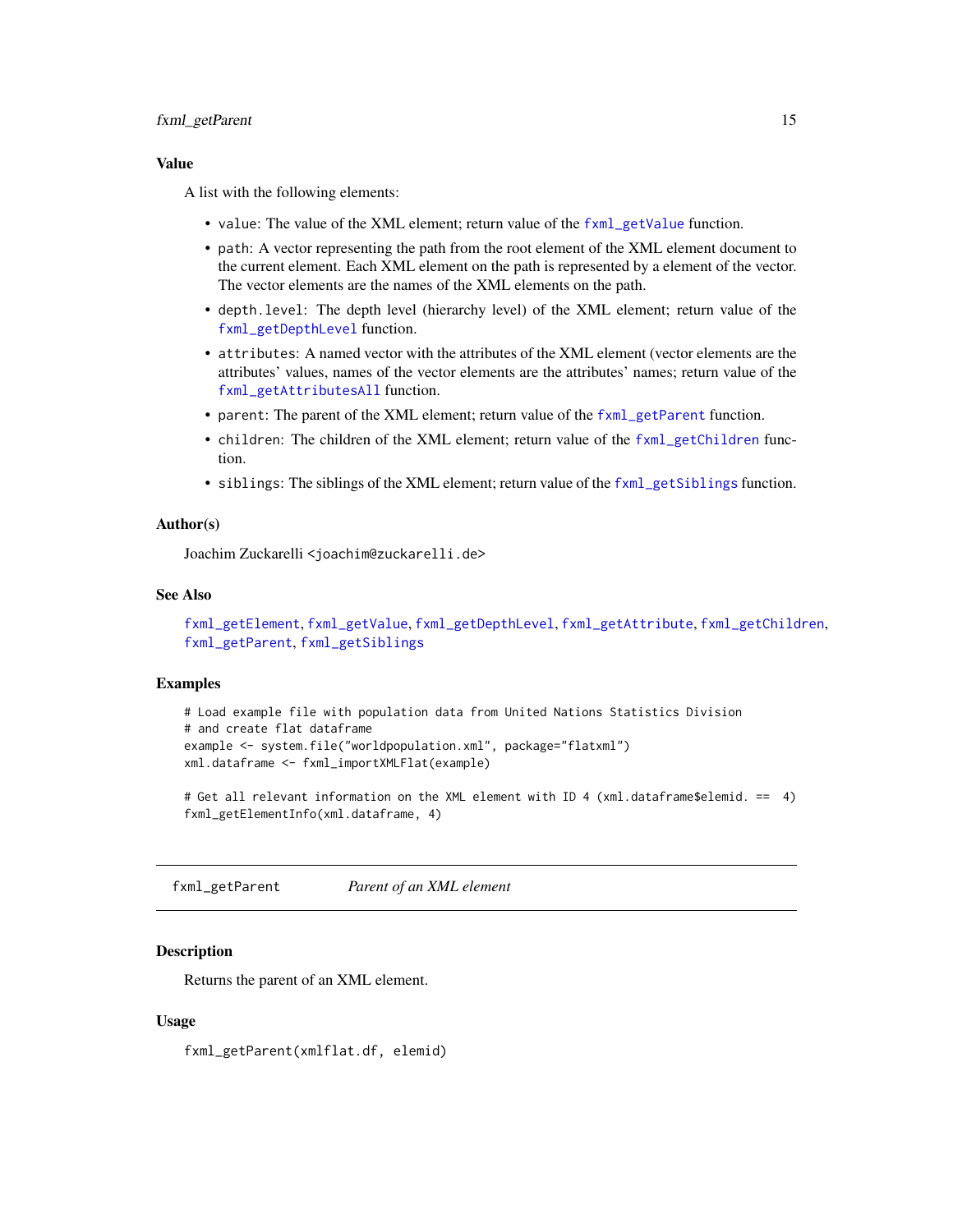### Value

A list with the following elements:

- `value`: The value of the XML element; return value of the `fxml_getValue` function.
- `path`: A vector representing the path from the root element of the XML element document to the current element. Each XML element on the path is represented by a element of the vector. The vector elements are the names of the XML elements on the path.
- `depth.level`: The depth level (hierarchy level) of the XML element; return value of the `fxml_getDepthLevel` function.
- `attributes`: A named vector with the attributes of the XML element (vector elements are the attributes' values, names of the vector elements are the attributes' names; return value of the `fxml_getAttributesAll` function.
- `parent`: The parent of the XML element; return value of the `fxml_getParent` function.
- `children`: The children of the XML element; return value of the `fxml_getChildren` function.
- `siblings`: The siblings of the XML element; return value of the `fxml_getSiblings` function.

### Author(s)

Joachim Zuckarelli <joachim@zuckarelli.de>

### See Also

`fxml_getElement`, `fxml_getValue`, `fxml_getDepthLevel`, `fxml_getAttribute`, `fxml_getChildren`, `fxml_getParent`, `fxml_getSiblings`

### Examples

```
# Load example file with population data from United Nations Statistics Division
# and create flat dataframe
example <- system.file("worldpopulation.xml", package="flatxml")
xml.dataframe <- fxml_importXMLFlat(example)

# Get all relevant information on the XML element with ID 4 (xml.dataframe$elemid. ==  4)
fxml_getElementInfo(xml.dataframe, 4)
```

---

## fxml_getParent    *Parent of an XML element*

### Description

Returns the parent of an XML element.

### Usage

```
fxml_getParent(xmlflat.df, elemid)
```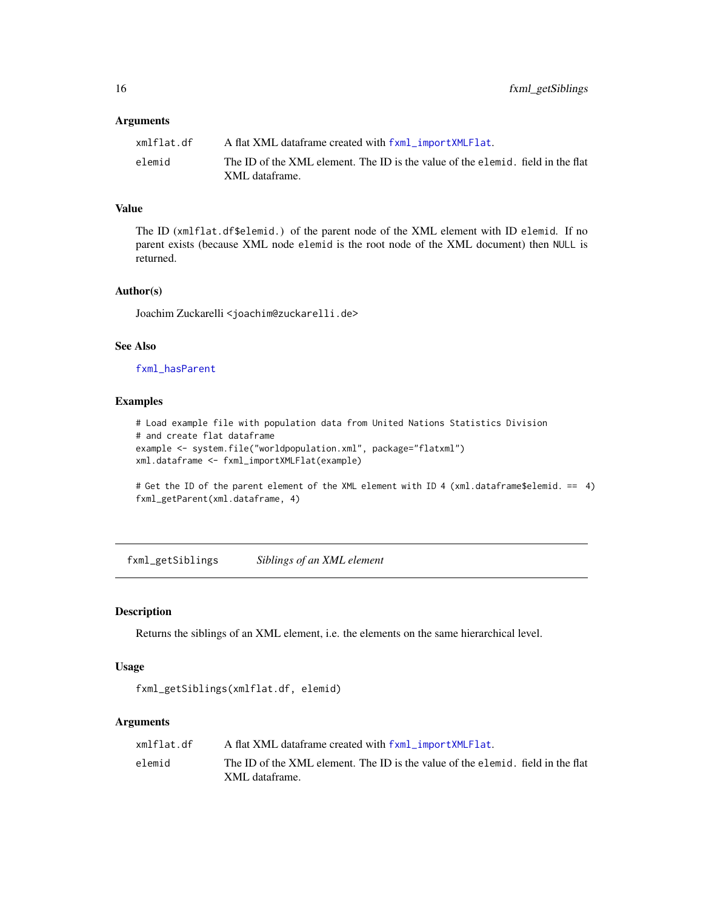### Arguments

| | |
|---|---|
| xmlflat.df | A flat XML dataframe created with fxml_importXMLFlat. |
| elemid | The ID of the XML element. The ID is the value of the elemid. field in the flat XML dataframe. |

### Value

The ID (xmlflat.df$elemid.) of the parent node of the XML element with ID elemid. If no parent exists (because XML node elemid is the root node of the XML document) then NULL is returned.

### Author(s)

Joachim Zuckarelli <joachim@zuckarelli.de>

### See Also

fxml_hasParent

### Examples

```
# Load example file with population data from United Nations Statistics Division
# and create flat dataframe
example <- system.file("worldpopulation.xml", package="flatxml")
xml.dataframe <- fxml_importXMLFlat(example)

# Get the ID of the parent element of the XML element with ID 4 (xml.dataframe$elemid. == 4)
fxml_getParent(xml.dataframe, 4)
```

---

## fxml_getSiblings    *Siblings of an XML element*

---

### Description

Returns the siblings of an XML element, i.e. the elements on the same hierarchical level.

### Usage

```
fxml_getSiblings(xmlflat.df, elemid)
```

### Arguments

| | |
|---|---|
| xmlflat.df | A flat XML dataframe created with fxml_importXMLFlat. |
| elemid | The ID of the XML element. The ID is the value of the elemid. field in the flat XML dataframe. |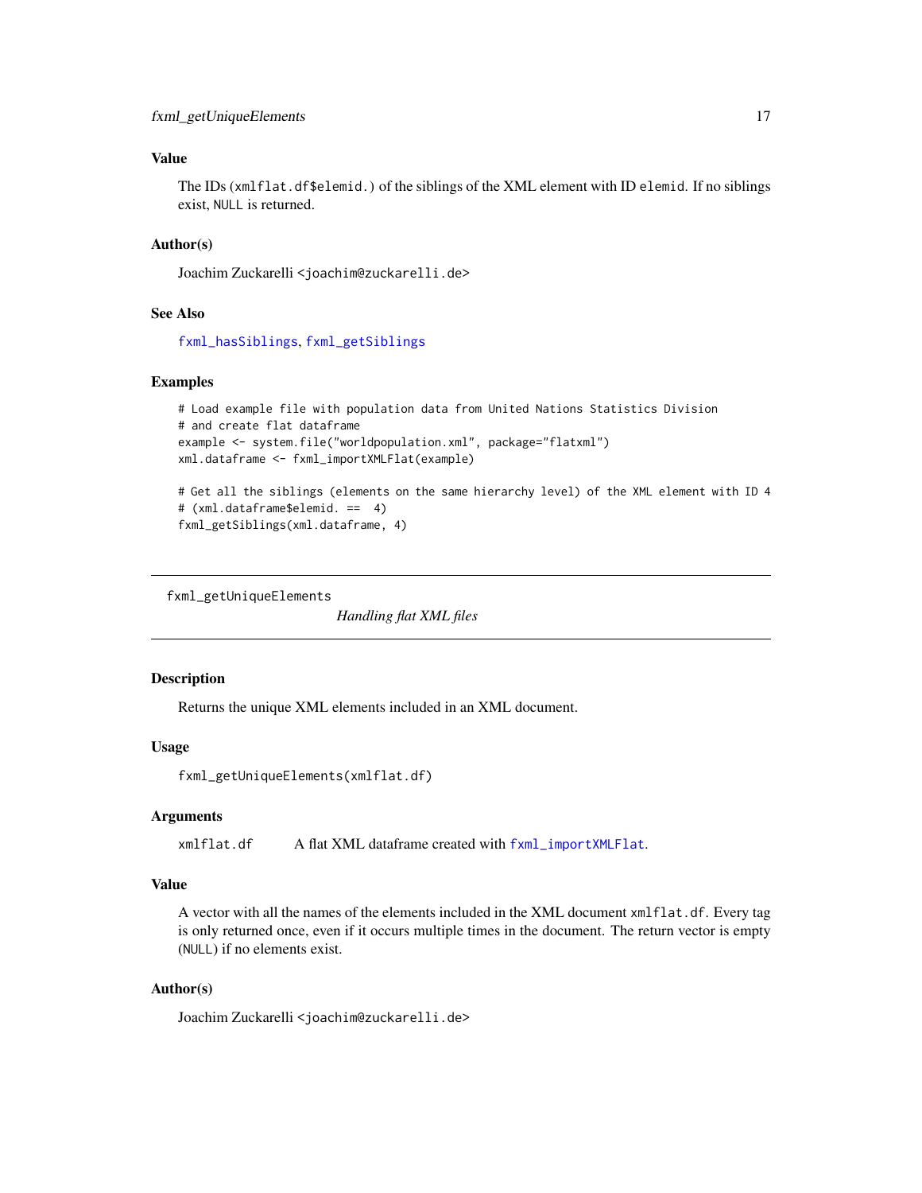### Value

The IDs (`xmlflat.df$elemid.`) of the siblings of the XML element with ID `elemid`. If no siblings exist, `NULL` is returned.

### Author(s)

Joachim Zuckarelli <joachim@zuckarelli.de>

### See Also

`fxml_hasSiblings`, `fxml_getSiblings`

### Examples

```
# Load example file with population data from United Nations Statistics Division
# and create flat dataframe
example <- system.file("worldpopulation.xml", package="flatxml")
xml.dataframe <- fxml_importXMLFlat(example)

# Get all the siblings (elements on the same hierarchy level) of the XML element with ID 4
# (xml.dataframe$elemid. ==  4)
fxml_getSiblings(xml.dataframe, 4)
```

---

## fxml_getUniqueElements

*Handling flat XML files*

### Description

Returns the unique XML elements included in an XML document.

### Usage

```
fxml_getUniqueElements(xmlflat.df)
```

### Arguments

| | |
|---|---|
| xmlflat.df | A flat XML dataframe created with `fxml_importXMLFlat`. |

### Value

A vector with all the names of the elements included in the XML document `xmlflat.df`. Every tag is only returned once, even if it occurs multiple times in the document. The return vector is empty (`NULL`) if no elements exist.

### Author(s)

Joachim Zuckarelli <joachim@zuckarelli.de>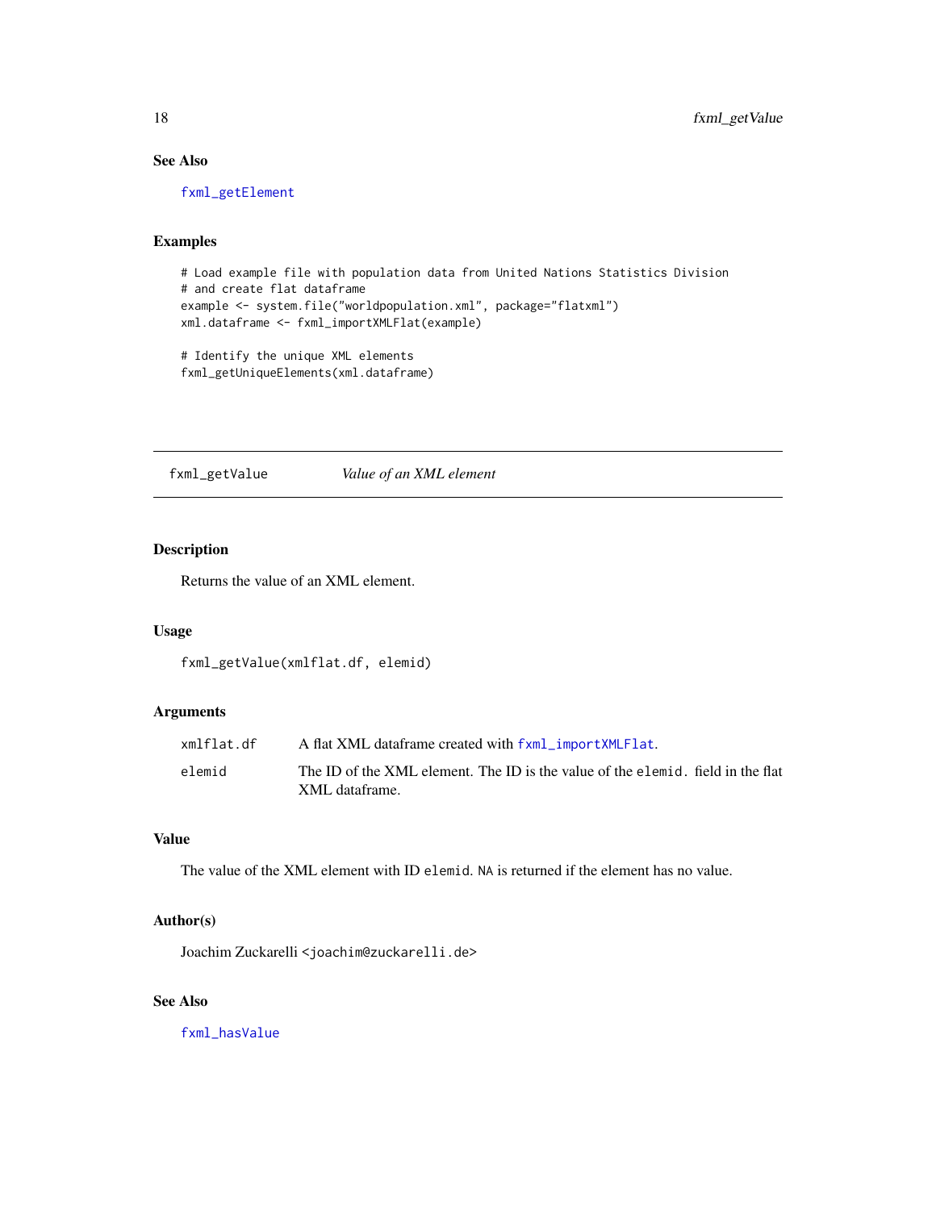### See Also

`fxml_getElement`

### Examples

```
# Load example file with population data from United Nations Statistics Division
# and create flat dataframe
example <- system.file("worldpopulation.xml", package="flatxml")
xml.dataframe <- fxml_importXMLFlat(example)

# Identify the unique XML elements
fxml_getUniqueElements(xml.dataframe)
```

---

## fxml_getValue — *Value of an XML element*

---

### Description

Returns the value of an XML element.

### Usage

```
fxml_getValue(xmlflat.df, elemid)
```

### Arguments

| | |
|---|---|
| `xmlflat.df` | A flat XML dataframe created with `fxml_importXMLFlat`. |
| `elemid` | The ID of the XML element. The ID is the value of the `elemid.` field in the flat XML dataframe. |

### Value

The value of the XML element with ID `elemid`. `NA` is returned if the element has no value.

### Author(s)

Joachim Zuckarelli <joachim@zuckarelli.de>

### See Also

`fxml_hasValue`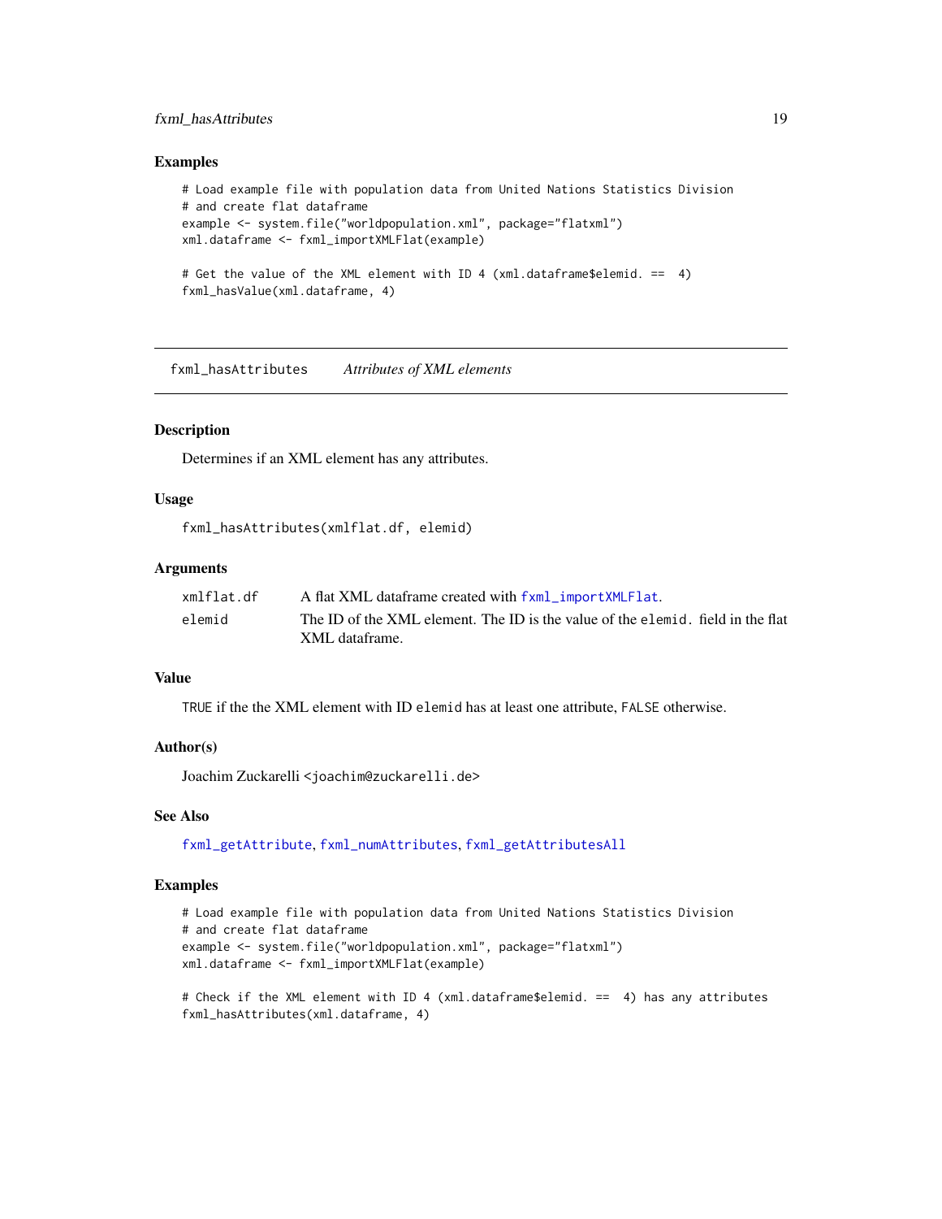### Examples

```
# Load example file with population data from United Nations Statistics Division
# and create flat dataframe
example <- system.file("worldpopulation.xml", package="flatxml")
xml.dataframe <- fxml_importXMLFlat(example)

# Get the value of the XML element with ID 4 (xml.dataframe$elemid. ==  4)
fxml_hasValue(xml.dataframe, 4)
```

---

## fxml_hasAttributes    *Attributes of XML elements*

---

### Description

Determines if an XML element has any attributes.

### Usage

```
fxml_hasAttributes(xmlflat.df, elemid)
```

### Arguments

| | |
|---|---|
| xmlflat.df | A flat XML dataframe created with fxml_importXMLFlat. |
| elemid | The ID of the XML element. The ID is the value of the elemid. field in the flat XML dataframe. |

### Value

TRUE if the the XML element with ID elemid has at least one attribute, FALSE otherwise.

### Author(s)

Joachim Zuckarelli <joachim@zuckarelli.de>

### See Also

fxml_getAttribute, fxml_numAttributes, fxml_getAttributesAll

### Examples

```
# Load example file with population data from United Nations Statistics Division
# and create flat dataframe
example <- system.file("worldpopulation.xml", package="flatxml")
xml.dataframe <- fxml_importXMLFlat(example)

# Check if the XML element with ID 4 (xml.dataframe$elemid. ==  4) has any attributes
fxml_hasAttributes(xml.dataframe, 4)
```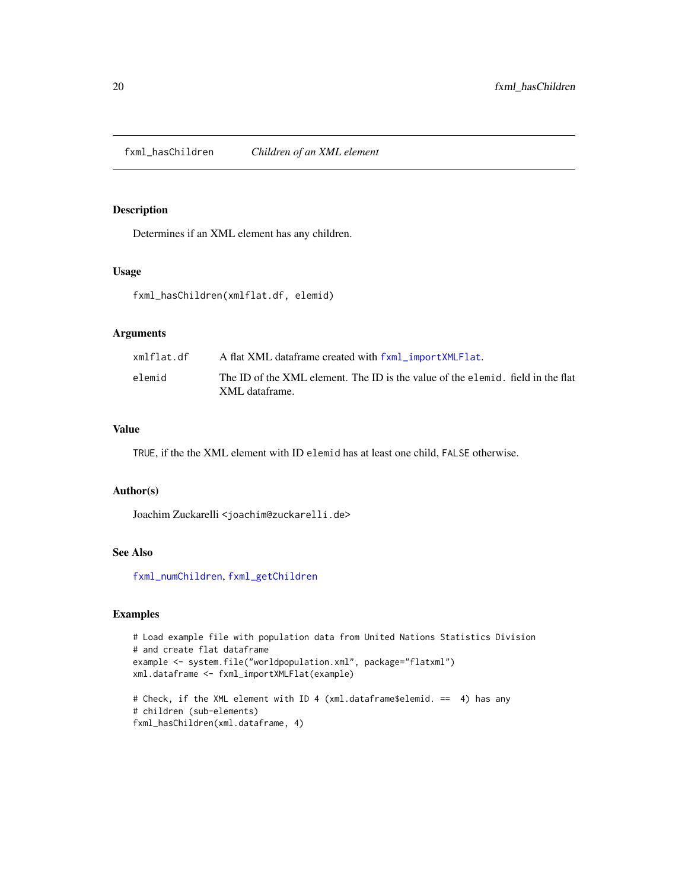fxml_hasChildren *Children of an XML element*

## Description

Determines if an XML element has any children.

## Usage

```
fxml_hasChildren(xmlflat.df, elemid)
```

## Arguments

| | |
|---|---|
| xmlflat.df | A flat XML dataframe created with fxml_importXMLFlat. |
| elemid | The ID of the XML element. The ID is the value of the elemid. field in the flat XML dataframe. |

## Value

TRUE, if the the XML element with ID elemid has at least one child, FALSE otherwise.

## Author(s)

Joachim Zuckarelli <joachim@zuckarelli.de>

## See Also

fxml_numChildren, fxml_getChildren

## Examples

```
# Load example file with population data from United Nations Statistics Division
# and create flat dataframe
example <- system.file("worldpopulation.xml", package="flatxml")
xml.dataframe <- fxml_importXMLFlat(example)

# Check, if the XML element with ID 4 (xml.dataframe$elemid. ==  4) has any
# children (sub-elements)
fxml_hasChildren(xml.dataframe, 4)
```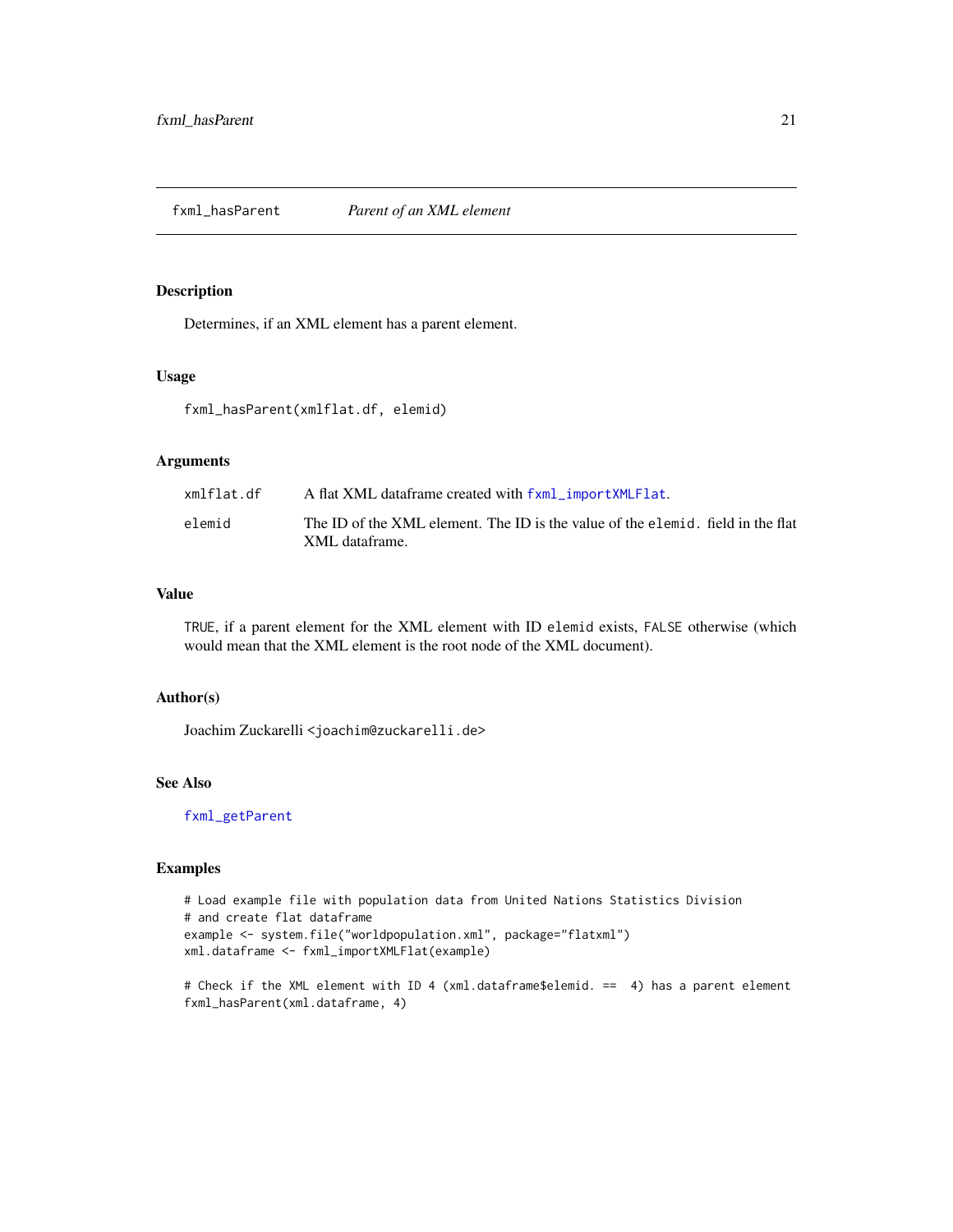## fxml_hasParent    *Parent of an XML element*

### Description

Determines, if an XML element has a parent element.

### Usage

```
fxml_hasParent(xmlflat.df, elemid)
```

### Arguments

| | |
|---|---|
| `xmlflat.df` | A flat XML dataframe created with `fxml_importXMLFlat`. |
| `elemid` | The ID of the XML element. The ID is the value of the `elemid.` field in the flat XML dataframe. |

### Value

`TRUE`, if a parent element for the XML element with ID `elemid` exists, `FALSE` otherwise (which would mean that the XML element is the root node of the XML document).

### Author(s)

Joachim Zuckarelli <joachim@zuckarelli.de>

### See Also

`fxml_getParent`

### Examples

```
# Load example file with population data from United Nations Statistics Division
# and create flat dataframe
example <- system.file("worldpopulation.xml", package="flatxml")
xml.dataframe <- fxml_importXMLFlat(example)

# Check if the XML element with ID 4 (xml.dataframe$elemid. ==  4) has a parent element
fxml_hasParent(xml.dataframe, 4)
```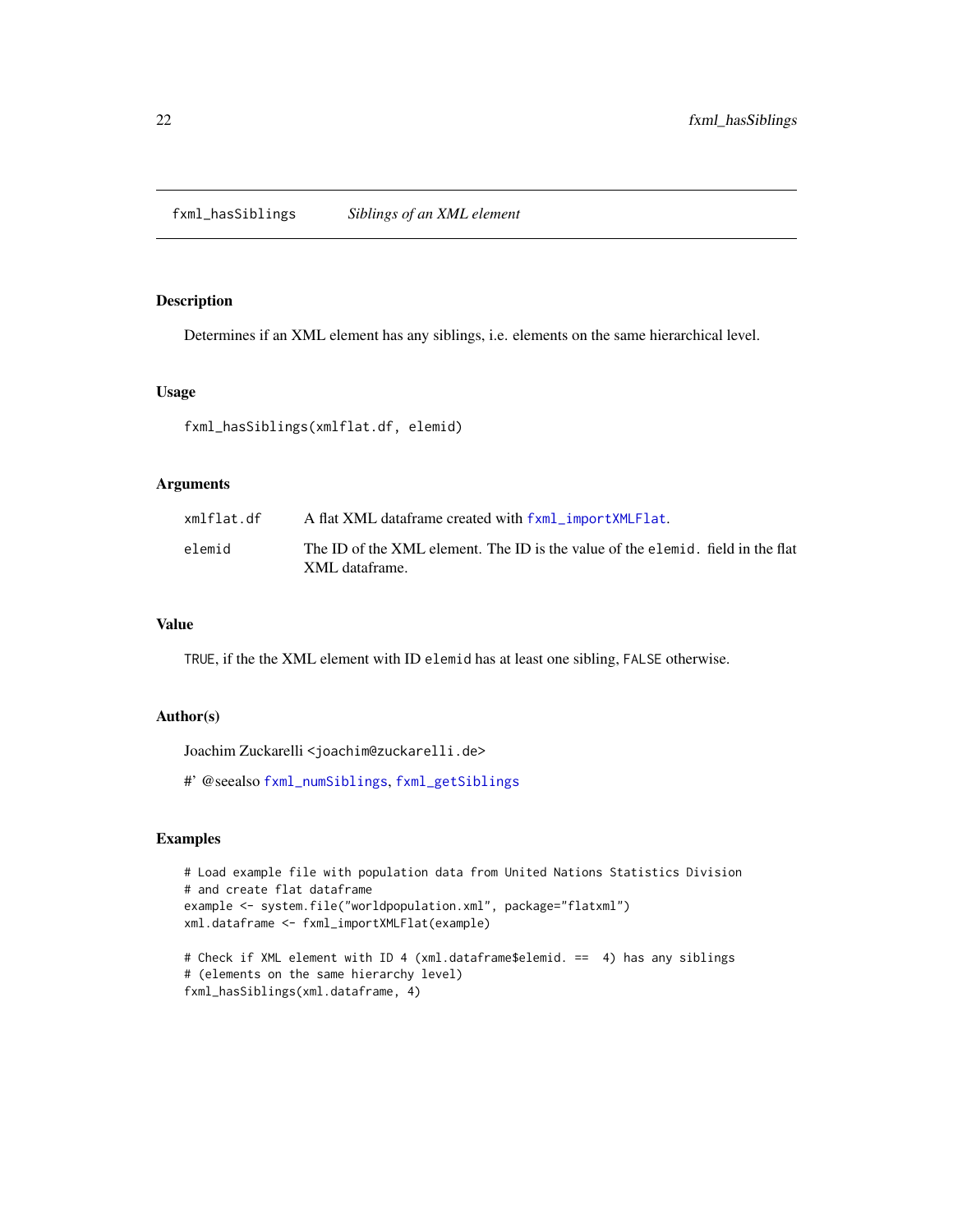## fxml_hasSiblings *Siblings of an XML element*

### Description

Determines if an XML element has any siblings, i.e. elements on the same hierarchical level.

### Usage

```
fxml_hasSiblings(xmlflat.df, elemid)
```

### Arguments

| | |
|---|---|
| xmlflat.df | A flat XML dataframe created with fxml_importXMLFlat. |
| elemid | The ID of the XML element. The ID is the value of the elemid. field in the flat XML dataframe. |

### Value

TRUE, if the the XML element with ID elemid has at least one sibling, FALSE otherwise.

### Author(s)

Joachim Zuckarelli <joachim@zuckarelli.de>

#' @seealso fxml_numSiblings, fxml_getSiblings

### Examples

```
# Load example file with population data from United Nations Statistics Division
# and create flat dataframe
example <- system.file("worldpopulation.xml", package="flatxml")
xml.dataframe <- fxml_importXMLFlat(example)

# Check if XML element with ID 4 (xml.dataframe$elemid. ==  4) has any siblings
# (elements on the same hierarchy level)
fxml_hasSiblings(xml.dataframe, 4)
```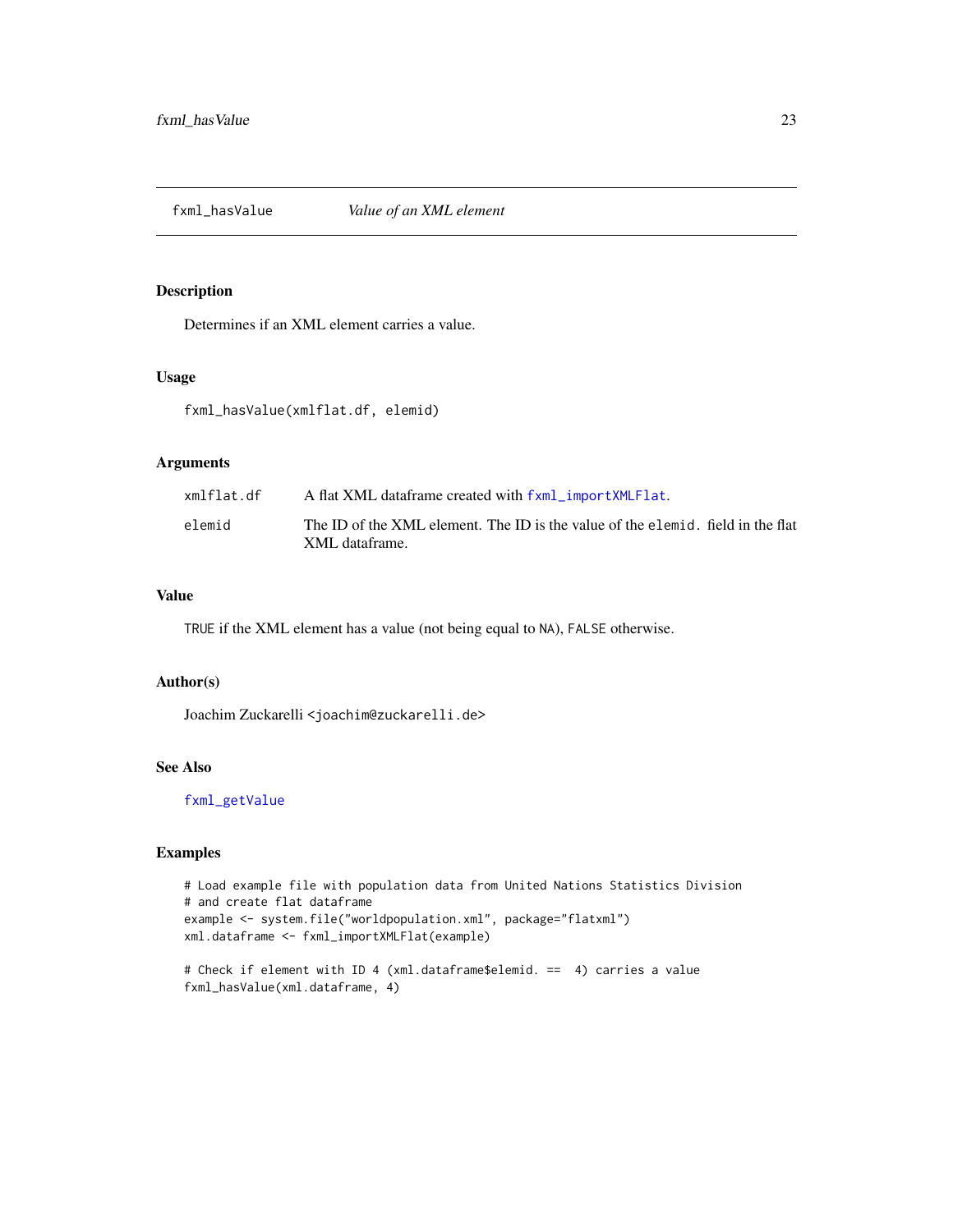# fxml_hasValue — *Value of an XML element*

## Description

Determines if an XML element carries a value.

## Usage

```
fxml_hasValue(xmlflat.df, elemid)
```

## Arguments

| | |
|---|---|
| `xmlflat.df` | A flat XML dataframe created with `fxml_importXMLFlat`. |
| `elemid` | The ID of the XML element. The ID is the value of the `elemid.` field in the flat XML dataframe. |

## Value

`TRUE` if the XML element has a value (not being equal to `NA`), `FALSE` otherwise.

## Author(s)

Joachim Zuckarelli <joachim@zuckarelli.de>

## See Also

`fxml_getValue`

## Examples

```
# Load example file with population data from United Nations Statistics Division
# and create flat dataframe
example <- system.file("worldpopulation.xml", package="flatxml")
xml.dataframe <- fxml_importXMLFlat(example)

# Check if element with ID 4 (xml.dataframe$elemid. ==  4) carries a value
fxml_hasValue(xml.dataframe, 4)
```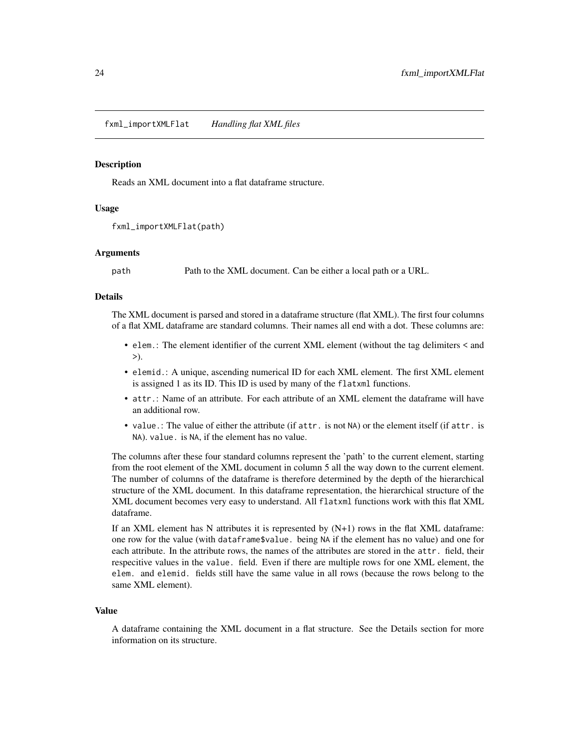`fxml_importXMLFlat` *Handling flat XML files*

### Description

Reads an XML document into a flat dataframe structure.

### Usage

```
fxml_importXMLFlat(path)
```

### Arguments

path Path to the XML document. Can be either a local path or a URL.

### Details

The XML document is parsed and stored in a dataframe structure (flat XML). The first four columns of a flat XML dataframe are standard columns. Their names all end with a dot. These columns are:

- `elem.`: The element identifier of the current XML element (without the tag delimiters < and >).
- `elemid.`: A unique, ascending numerical ID for each XML element. The first XML element is assigned 1 as its ID. This ID is used by many of the `flatxml` functions.
- `attr.`: Name of an attribute. For each attribute of an XML element the dataframe will have an additional row.
- `value.`: The value of either the attribute (if `attr.` is not `NA`) or the element itself (if `attr.` is `NA`). `value.` is `NA`, if the element has no value.

The columns after these four standard columns represent the 'path' to the current element, starting from the root element of the XML document in column 5 all the way down to the current element. The number of columns of the dataframe is therefore determined by the depth of the hierarchical structure of the XML document. In this dataframe representation, the hierarchical structure of the XML document becomes very easy to understand. All `flatxml` functions work with this flat XML dataframe.

If an XML element has N attributes it is represented by (N+1) rows in the flat XML dataframe: one row for the value (with `dataframe$value.` being `NA` if the element has no value) and one for each attribute. In the attribute rows, the names of the attributes are stored in the `attr.` field, their respecitive values in the `value.` field. Even if there are multiple rows for one XML element, the `elem.` and `elemid.` fields still have the same value in all rows (because the rows belong to the same XML element).

### Value

A dataframe containing the XML document in a flat structure. See the Details section for more information on its structure.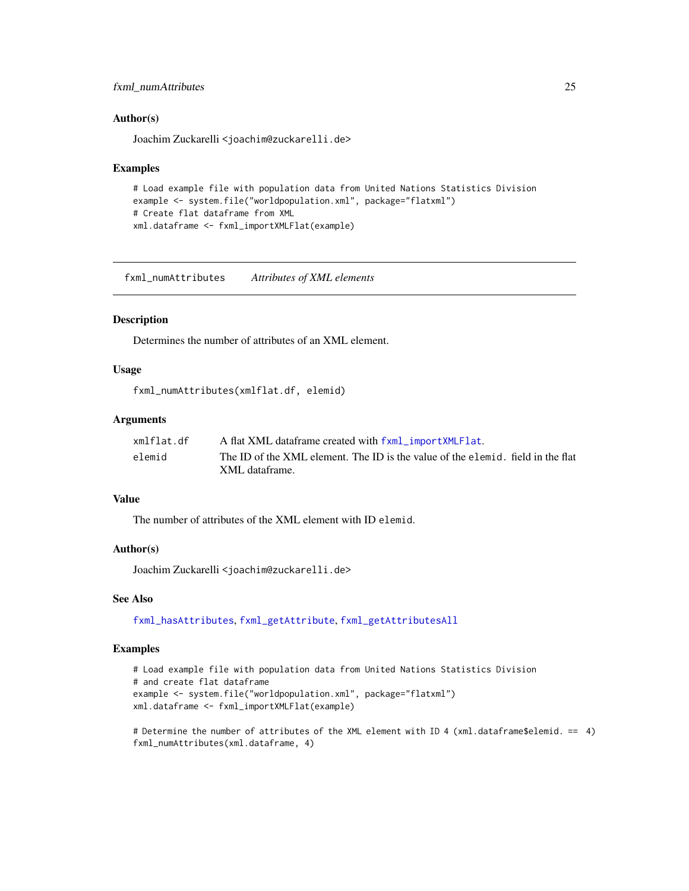### Author(s)

Joachim Zuckarelli <joachim@zuckarelli.de>

### Examples

```
# Load example file with population data from United Nations Statistics Division
example <- system.file("worldpopulation.xml", package="flatxml")
# Create flat dataframe from XML
xml.dataframe <- fxml_importXMLFlat(example)
```

---

## fxml_numAttributes *Attributes of XML elements*

---

### Description

Determines the number of attributes of an XML element.

### Usage

```
fxml_numAttributes(xmlflat.df, elemid)
```

### Arguments

| | |
|---|---|
| xmlflat.df | A flat XML dataframe created with fxml_importXMLFlat. |
| elemid | The ID of the XML element. The ID is the value of the elemid. field in the flat XML dataframe. |

### Value

The number of attributes of the XML element with ID elemid.

### Author(s)

Joachim Zuckarelli <joachim@zuckarelli.de>

### See Also

fxml_hasAttributes, fxml_getAttribute, fxml_getAttributesAll

### Examples

```
# Load example file with population data from United Nations Statistics Division
# and create flat dataframe
example <- system.file("worldpopulation.xml", package="flatxml")
xml.dataframe <- fxml_importXMLFlat(example)

# Determine the number of attributes of the XML element with ID 4 (xml.dataframe$elemid. ==  4)
fxml_numAttributes(xml.dataframe, 4)
```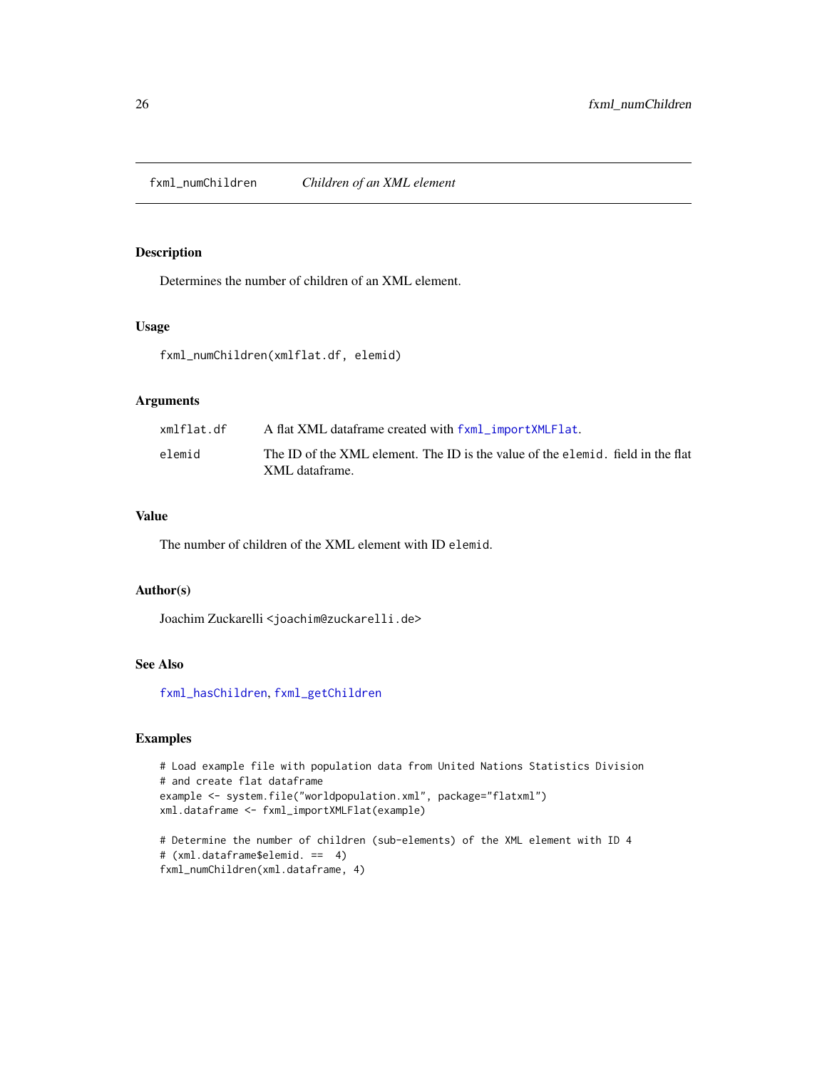fxml_numChildren *Children of an XML element*

## Description

Determines the number of children of an XML element.

## Usage

```
fxml_numChildren(xmlflat.df, elemid)
```

## Arguments

| | |
|---|---|
| xmlflat.df | A flat XML dataframe created with fxml_importXMLFlat. |
| elemid | The ID of the XML element. The ID is the value of the elemid. field in the flat XML dataframe. |

## Value

The number of children of the XML element with ID elemid.

## Author(s)

Joachim Zuckarelli <joachim@zuckarelli.de>

## See Also

fxml_hasChildren, fxml_getChildren

## Examples

```
# Load example file with population data from United Nations Statistics Division
# and create flat dataframe
example <- system.file("worldpopulation.xml", package="flatxml")
xml.dataframe <- fxml_importXMLFlat(example)

# Determine the number of children (sub-elements) of the XML element with ID 4
# (xml.dataframe$elemid. ==  4)
fxml_numChildren(xml.dataframe, 4)
```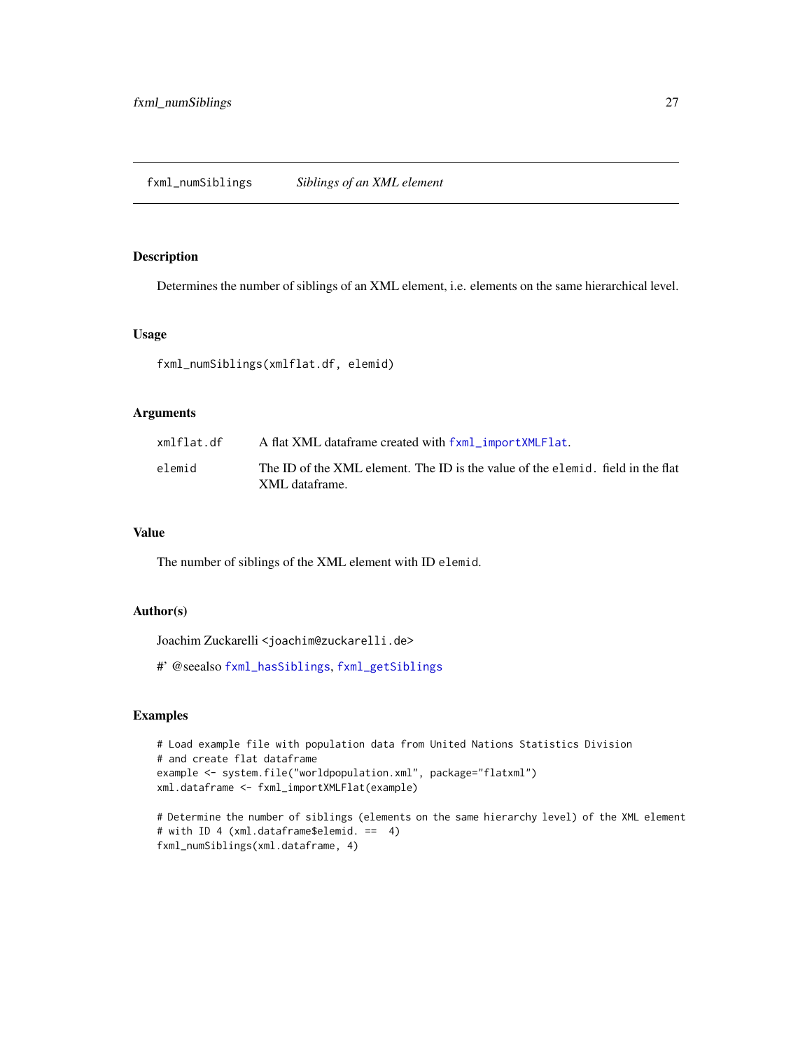## fxml_numSiblings *Siblings of an XML element*

### Description

Determines the number of siblings of an XML element, i.e. elements on the same hierarchical level.

### Usage

```
fxml_numSiblings(xmlflat.df, elemid)
```

### Arguments

| | |
|---|---|
| `xmlflat.df` | A flat XML dataframe created with `fxml_importXMLFlat`. |
| `elemid` | The ID of the XML element. The ID is the value of the `elemid.` field in the flat XML dataframe. |

### Value

The number of siblings of the XML element with ID `elemid`.

### Author(s)

Joachim Zuckarelli <joachim@zuckarelli.de>

#' @seealso `fxml_hasSiblings`, `fxml_getSiblings`

### Examples

```
# Load example file with population data from United Nations Statistics Division
# and create flat dataframe
example <- system.file("worldpopulation.xml", package="flatxml")
xml.dataframe <- fxml_importXMLFlat(example)

# Determine the number of siblings (elements on the same hierarchy level) of the XML element
# with ID 4 (xml.dataframe$elemid. ==  4)
fxml_numSiblings(xml.dataframe, 4)
```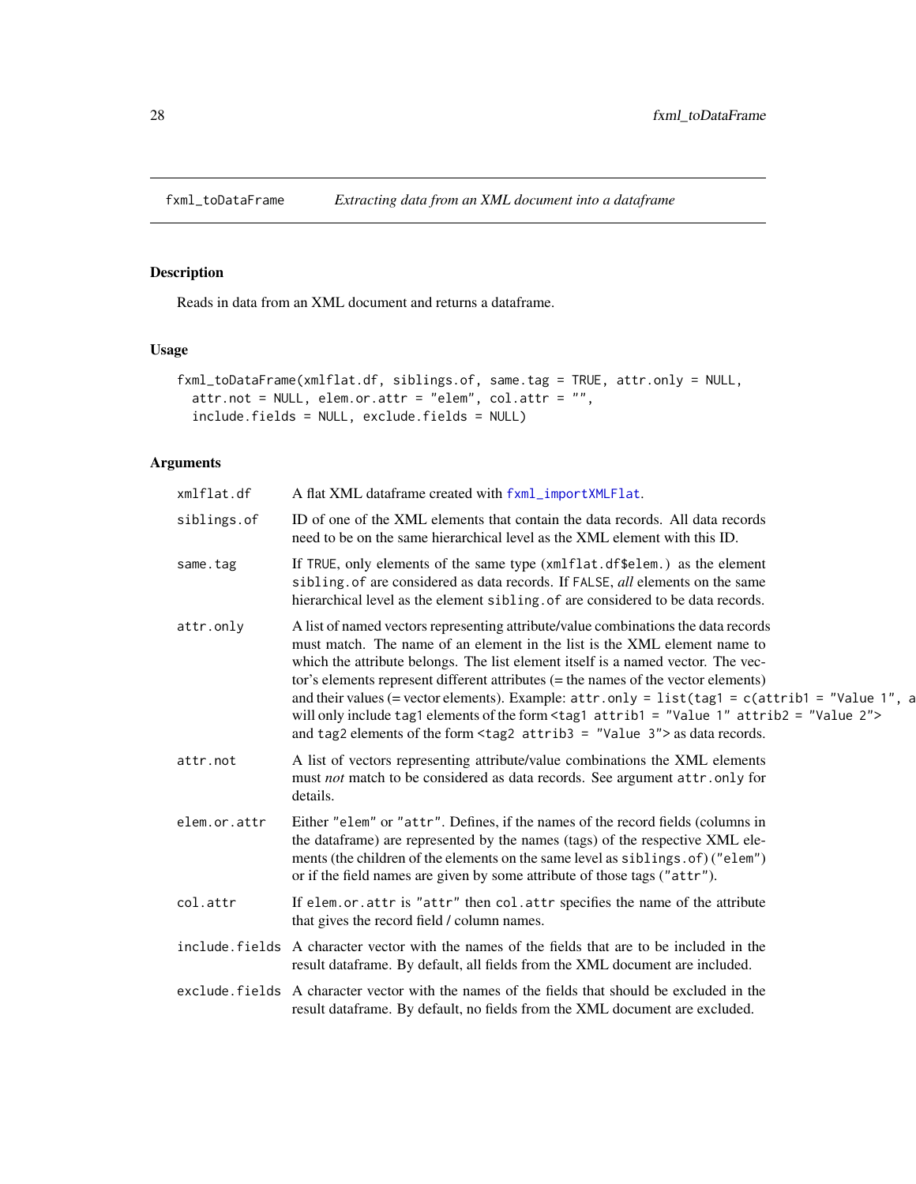## fxml_toDataFrame *Extracting data from an XML document into a dataframe*

### Description

Reads in data from an XML document and returns a dataframe.

### Usage

```
fxml_toDataFrame(xmlflat.df, siblings.of, same.tag = TRUE, attr.only = NULL,
  attr.not = NULL, elem.or.attr = "elem", col.attr = "",
  include.fields = NULL, exclude.fields = NULL)
```

### Arguments

| | |
|---|---|
| `xmlflat.df` | A flat XML dataframe created with `fxml_importXMLFlat`. |
| `siblings.of` | ID of one of the XML elements that contain the data records. All data records need to be on the same hierarchical level as the XML element with this ID. |
| `same.tag` | If `TRUE`, only elements of the same type (`xmlflat.df$elem.`) as the element `sibling.of` are considered as data records. If `FALSE`, *all* elements on the same hierarchical level as the element `sibling.of` are considered to be data records. |
| `attr.only` | A list of named vectors representing attribute/value combinations the data records must match. The name of an element in the list is the XML element name to which the attribute belongs. The list element itself is a named vector. The vector's elements represent different attributes (= the names of the vector elements) and their values (= vector elements). Example: `attr.only = list(tag1 = c(attrib1 = "Value 1", a` will only include `tag1` elements of the form `<tag1 attrib1 = "Value 1" attrib2 = "Value 2">` and `tag2` elements of the form `<tag2 attrib3 = "Value 3">` as data records. |
| `attr.not` | A list of vectors representing attribute/value combinations the XML elements must *not* match to be considered as data records. See argument `attr.only` for details. |
| `elem.or.attr` | Either `"elem"` or `"attr"`. Defines, if the names of the record fields (columns in the dataframe) are represented by the names (tags) of the respective XML elements (the children of the elements on the same level as `siblings.of`) (`"elem"`) or if the field names are given by some attribute of those tags (`"attr"`). |
| `col.attr` | If `elem.or.attr` is `"attr"` then `col.attr` specifies the name of the attribute that gives the record field / column names. |
| `include.fields` | A character vector with the names of the fields that are to be included in the result dataframe. By default, all fields from the XML document are included. |
| `exclude.fields` | A character vector with the names of the fields that should be excluded in the result dataframe. By default, no fields from the XML document are excluded. |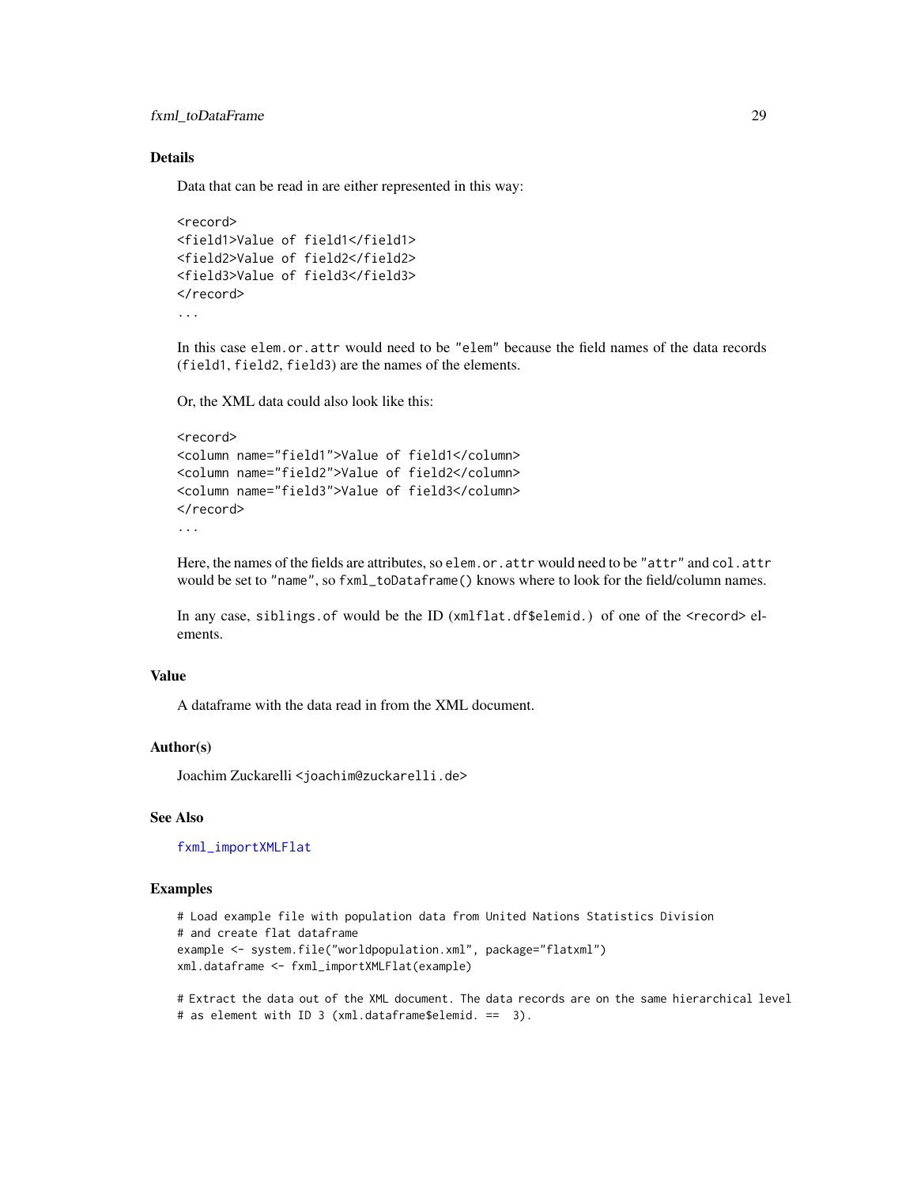## Details

Data that can be read in are either represented in this way:

```
<record>
<field1>Value of field1</field1>
<field2>Value of field2</field2>
<field3>Value of field3</field3>
</record>
...
```

In this case `elem.or.attr` would need to be `"elem"` because the field names of the data records (`field1`, `field2`, `field3`) are the names of the elements.

Or, the XML data could also look like this:

```
<record>
<column name="field1">Value of field1</column>
<column name="field2">Value of field2</column>
<column name="field3">Value of field3</column>
</record>
...
```

Here, the names of the fields are attributes, so `elem.or.attr` would need to be `"attr"` and `col.attr` would be set to `"name"`, so `fxml_toDataframe()` knows where to look for the field/column names.

In any case, `siblings.of` would be the ID (`xmlflat.df$elemid.`) of one of the `<record>` elements.

## Value

A dataframe with the data read in from the XML document.

## Author(s)

Joachim Zuckarelli <joachim@zuckarelli.de>

## See Also

`fxml_importXMLFlat`

## Examples

```
# Load example file with population data from United Nations Statistics Division
# and create flat dataframe
example <- system.file("worldpopulation.xml", package="flatxml")
xml.dataframe <- fxml_importXMLFlat(example)

# Extract the data out of the XML document. The data records are on the same hierarchical level
# as element with ID 3 (xml.dataframe$elemid. ==  3).
```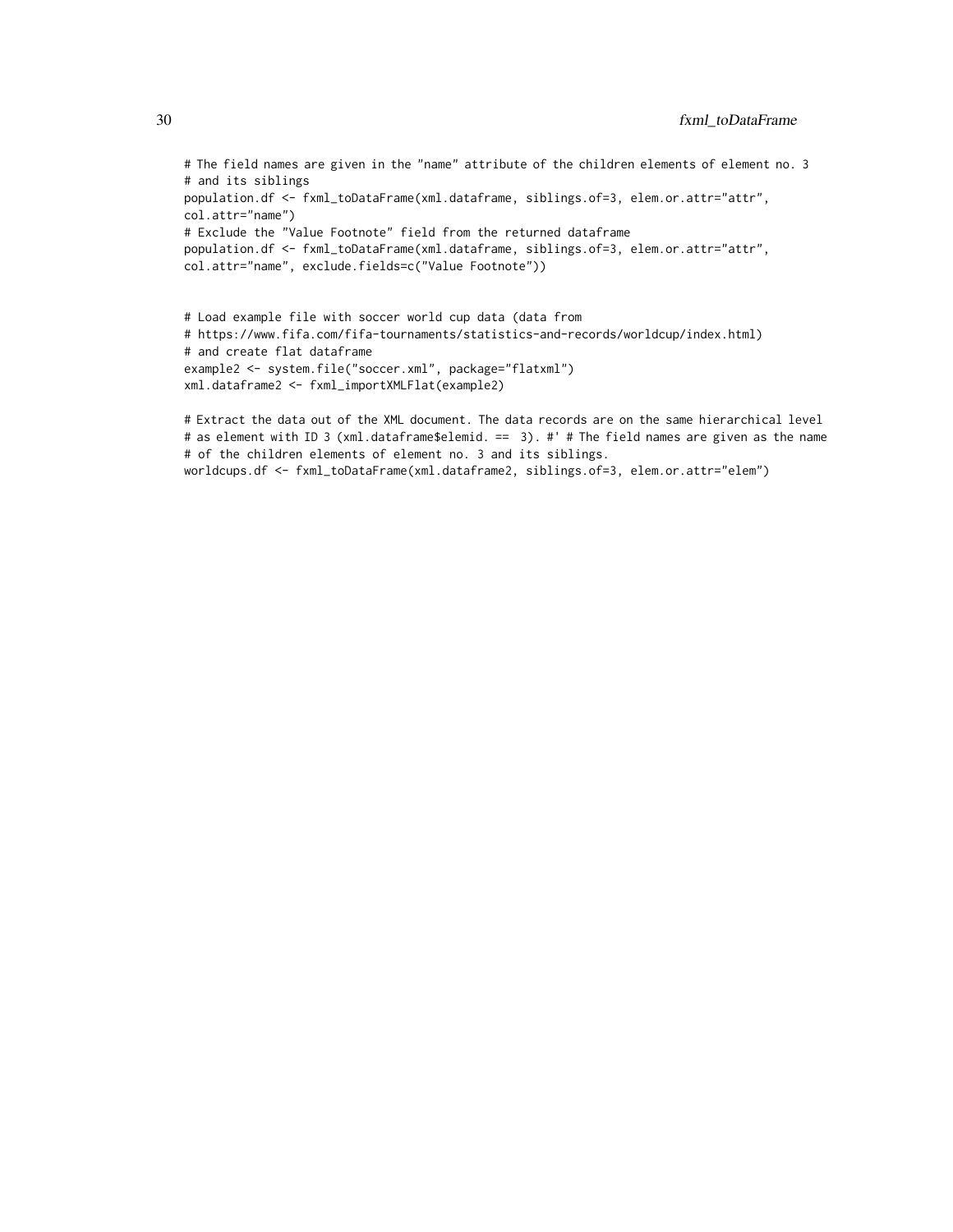```
# The field names are given in the "name" attribute of the children elements of element no. 3
# and its siblings
population.df <- fxml_toDataFrame(xml.dataframe, siblings.of=3, elem.or.attr="attr",
col.attr="name")
# Exclude the "Value Footnote" field from the returned dataframe
population.df <- fxml_toDataFrame(xml.dataframe, siblings.of=3, elem.or.attr="attr",
col.attr="name", exclude.fields=c("Value Footnote"))


# Load example file with soccer world cup data (data from
# https://www.fifa.com/fifa-tournaments/statistics-and-records/worldcup/index.html)
# and create flat dataframe
example2 <- system.file("soccer.xml", package="flatxml")
xml.dataframe2 <- fxml_importXMLFlat(example2)

# Extract the data out of the XML document. The data records are on the same hierarchical level
# as element with ID 3 (xml.dataframe$elemid. ==  3). #' # The field names are given as the name
# of the children elements of element no. 3 and its siblings.
worldcups.df <- fxml_toDataFrame(xml.dataframe2, siblings.of=3, elem.or.attr="elem")
```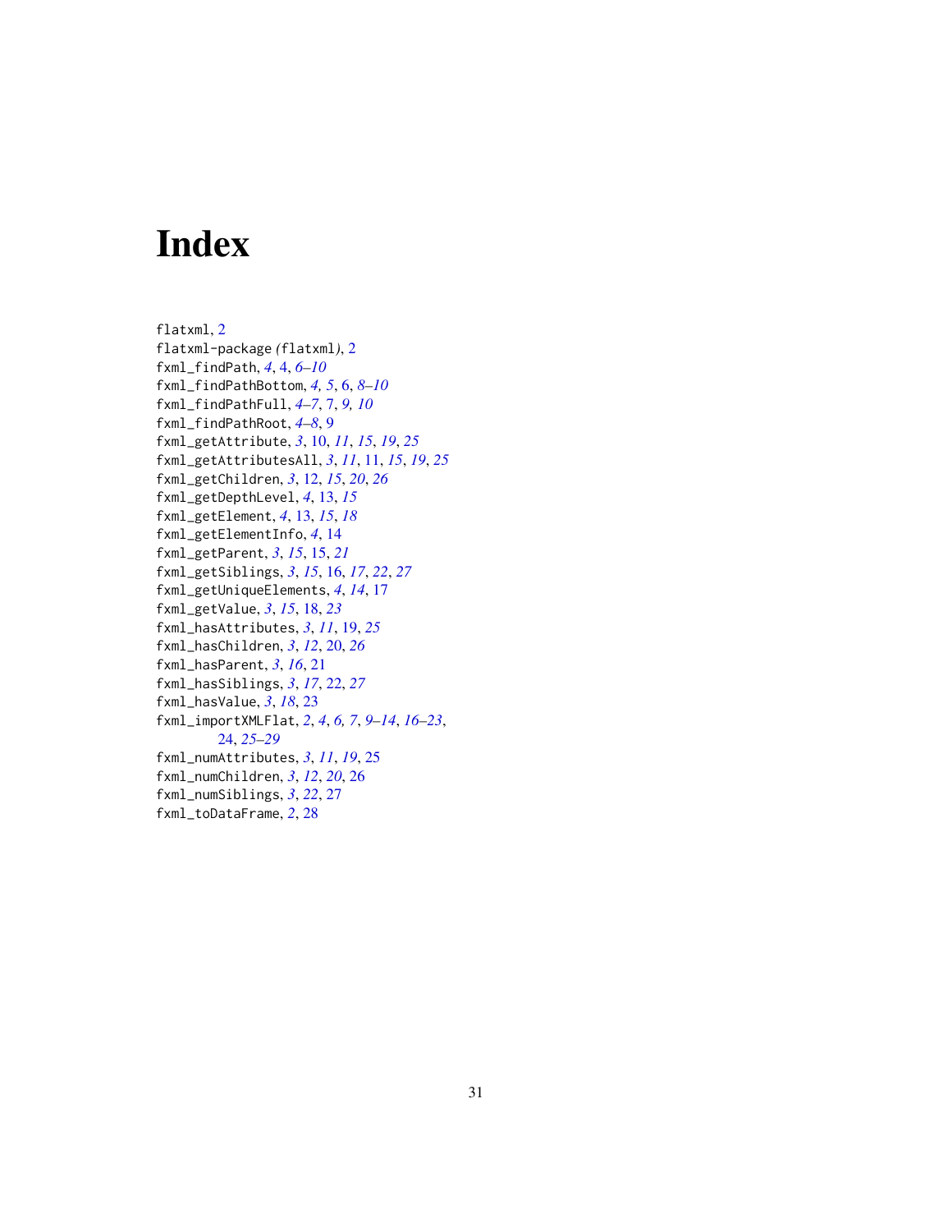# Index

flatxml, *2*
flatxml-package *(*flatxml*)*, 2
fxml_findPath, *4*, 4, *6–10*
fxml_findPathBottom, *4, 5*, 6, *8–10*
fxml_findPathFull, *4–7*, 7, *9, 10*
fxml_findPathRoot, *4–8*, 9
fxml_getAttribute, *3*, 10, *11*, *15*, *19*, *25*
fxml_getAttributesAll, *3*, *11*, 11, *15*, *19*, *25*
fxml_getChildren, *3*, 12, *15*, *20*, *26*
fxml_getDepthLevel, *4*, 13, *15*
fxml_getElement, *4*, 13, *15*, *18*
fxml_getElementInfo, *4*, 14
fxml_getParent, *3*, *15*, 15, *21*
fxml_getSiblings, *3*, *15*, 16, *17*, *22*, *27*
fxml_getUniqueElements, *4*, *14*, 17
fxml_getValue, *3*, *15*, 18, *23*
fxml_hasAttributes, *3*, *11*, 19, *25*
fxml_hasChildren, *3*, *12*, 20, *26*
fxml_hasParent, *3*, *16*, 21
fxml_hasSiblings, *3*, *17*, 22, *27*
fxml_hasValue, *3*, *18*, 23
fxml_importXMLFlat, *2*, *4*, *6, 7*, *9–14*, *16–23*, 24, *25–29*
fxml_numAttributes, *3*, *11*, *19*, 25
fxml_numChildren, *3*, *12*, *20*, 26
fxml_numSiblings, *3*, *22*, 27
fxml_toDataFrame, *2*, 28